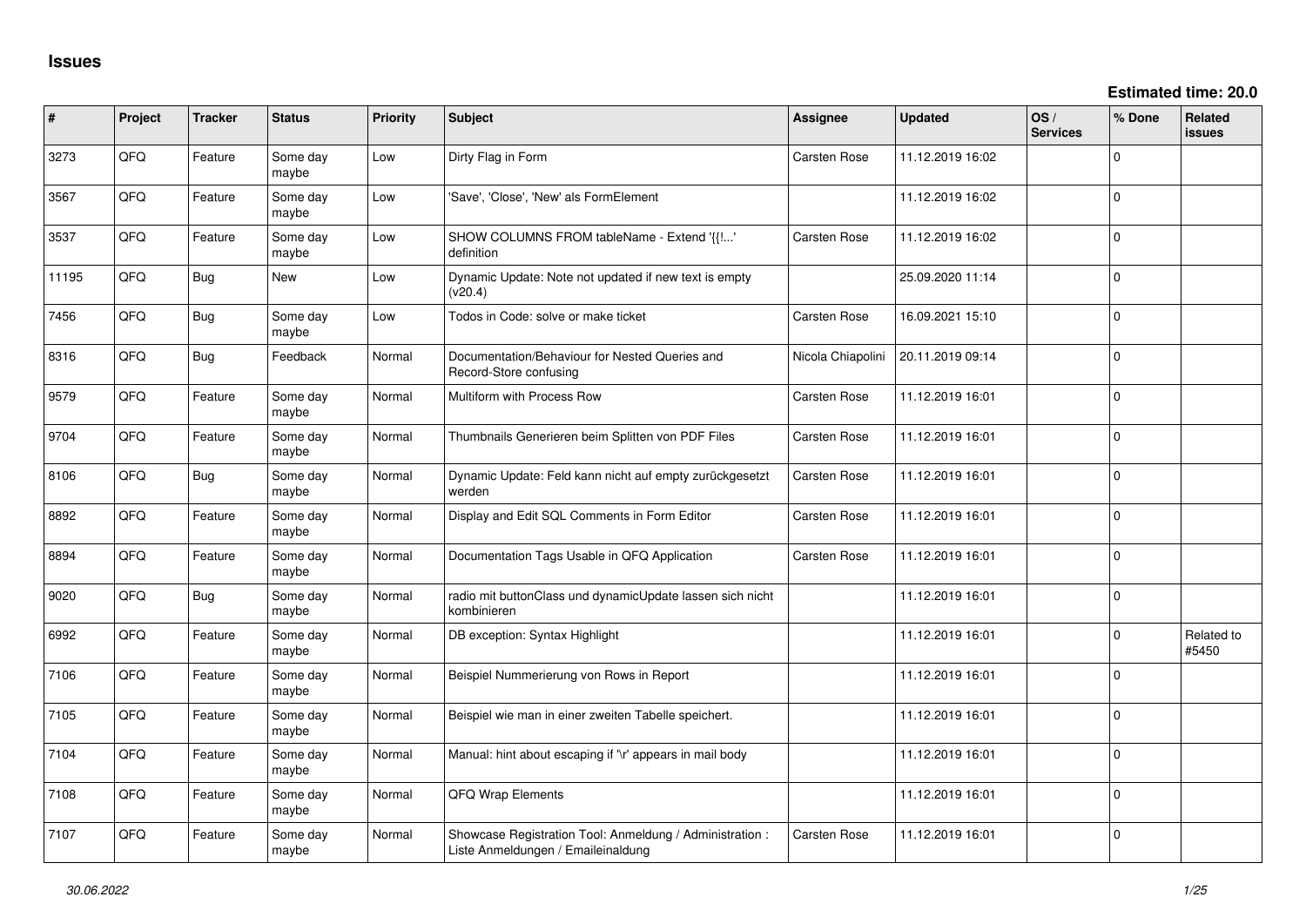# Issues

**Estimated time: 20.0**

| # | Project | Tracker | Status | Priority | Subject | Assignee | Updated | OS / Services | % Done | Related issues |
|---|---|---|---|---|---|---|---|---|---|---|
| 3273 | QFQ | Feature | Some day maybe | Low | Dirty Flag in Form | Carsten Rose | 11.12.2019 16:02 | | 0 | |
| 3567 | QFQ | Feature | Some day maybe | Low | 'Save', 'Close', 'New' als FormElement | | 11.12.2019 16:02 | | 0 | |
| 3537 | QFQ | Feature | Some day maybe | Low | SHOW COLUMNS FROM tableName - Extend '{{!...' definition | Carsten Rose | 11.12.2019 16:02 | | 0 | |
| 11195 | QFQ | Bug | New | Low | Dynamic Update: Note not updated if new text is empty (v20.4) | | 25.09.2020 11:14 | | 0 | |
| 7456 | QFQ | Bug | Some day maybe | Low | Todos in Code: solve or make ticket | Carsten Rose | 16.09.2021 15:10 | | 0 | |
| 8316 | QFQ | Bug | Feedback | Normal | Documentation/Behaviour for Nested Queries and Record-Store confusing | Nicola Chiapolini | 20.11.2019 09:14 | | 0 | |
| 9579 | QFQ | Feature | Some day maybe | Normal | Multiform with Process Row | Carsten Rose | 11.12.2019 16:01 | | 0 | |
| 9704 | QFQ | Feature | Some day maybe | Normal | Thumbnails Generieren beim Splitten von PDF Files | Carsten Rose | 11.12.2019 16:01 | | 0 | |
| 8106 | QFQ | Bug | Some day maybe | Normal | Dynamic Update: Feld kann nicht auf empty zurückgesetzt werden | Carsten Rose | 11.12.2019 16:01 | | 0 | |
| 8892 | QFQ | Feature | Some day maybe | Normal | Display and Edit SQL Comments in Form Editor | Carsten Rose | 11.12.2019 16:01 | | 0 | |
| 8894 | QFQ | Feature | Some day maybe | Normal | Documentation Tags Usable in QFQ Application | Carsten Rose | 11.12.2019 16:01 | | 0 | |
| 9020 | QFQ | Bug | Some day maybe | Normal | radio mit buttonClass und dynamicUpdate lassen sich nicht kombinieren | | 11.12.2019 16:01 | | 0 | |
| 6992 | QFQ | Feature | Some day maybe | Normal | DB exception: Syntax Highlight | | 11.12.2019 16:01 | | 0 | Related to #5450 |
| 7106 | QFQ | Feature | Some day maybe | Normal | Beispiel Nummerierung von Rows in Report | | 11.12.2019 16:01 | | 0 | |
| 7105 | QFQ | Feature | Some day maybe | Normal | Beispiel wie man in einer zweiten Tabelle speichert. | | 11.12.2019 16:01 | | 0 | |
| 7104 | QFQ | Feature | Some day maybe | Normal | Manual: hint about escaping if '\r' appears in mail body | | 11.12.2019 16:01 | | 0 | |
| 7108 | QFQ | Feature | Some day maybe | Normal | QFQ Wrap Elements | | 11.12.2019 16:01 | | 0 | |
| 7107 | QFQ | Feature | Some day maybe | Normal | Showcase Registration Tool: Anmeldung / Administration : Liste Anmeldungen / Emaileinaldung | Carsten Rose | 11.12.2019 16:01 | | 0 | |

*30.06.2022*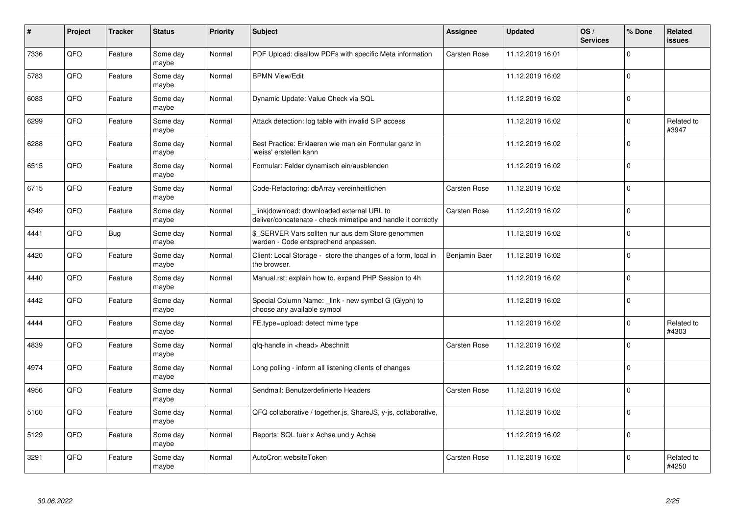| # | Project | Tracker | Status | Priority | Subject | Assignee | Updated | OS / Services | % Done | Related issues |
|---|---|---|---|---|---|---|---|---|---|---|
| 7336 | QFQ | Feature | Some day maybe | Normal | PDF Upload: disallow PDFs with specific Meta information | Carsten Rose | 11.12.2019 16:01 | | 0 | |
| 5783 | QFQ | Feature | Some day maybe | Normal | BPMN View/Edit | | 11.12.2019 16:02 | | 0 | |
| 6083 | QFQ | Feature | Some day maybe | Normal | Dynamic Update: Value Check via SQL | | 11.12.2019 16:02 | | 0 | |
| 6299 | QFQ | Feature | Some day maybe | Normal | Attack detection: log table with invalid SIP access | | 11.12.2019 16:02 | | 0 | Related to #3947 |
| 6288 | QFQ | Feature | Some day maybe | Normal | Best Practice: Erklaeren wie man ein Formular ganz in 'weiss' erstellen kann | | 11.12.2019 16:02 | | 0 | |
| 6515 | QFQ | Feature | Some day maybe | Normal | Formular: Felder dynamisch ein/ausblenden | | 11.12.2019 16:02 | | 0 | |
| 6715 | QFQ | Feature | Some day maybe | Normal | Code-Refactoring: dbArray vereinheitlichen | Carsten Rose | 11.12.2019 16:02 | | 0 | |
| 4349 | QFQ | Feature | Some day maybe | Normal | _link\|download: downloaded external URL to deliver/concatenate - check mimetipe and handle it correctly | Carsten Rose | 11.12.2019 16:02 | | 0 | |
| 4441 | QFQ | Bug | Some day maybe | Normal | $_SERVER Vars sollten nur aus dem Store genommen werden - Code entsprechend anpassen. | | 11.12.2019 16:02 | | 0 | |
| 4420 | QFQ | Feature | Some day maybe | Normal | Client: Local Storage - store the changes of a form, local in the browser. | Benjamin Baer | 11.12.2019 16:02 | | 0 | |
| 4440 | QFQ | Feature | Some day maybe | Normal | Manual.rst: explain how to. expand PHP Session to 4h | | 11.12.2019 16:02 | | 0 | |
| 4442 | QFQ | Feature | Some day maybe | Normal | Special Column Name: _link - new symbol G (Glyph) to choose any available symbol | | 11.12.2019 16:02 | | 0 | |
| 4444 | QFQ | Feature | Some day maybe | Normal | FE.type=upload: detect mime type | | 11.12.2019 16:02 | | 0 | Related to #4303 |
| 4839 | QFQ | Feature | Some day maybe | Normal | qfq-handle in <head> Abschnitt | Carsten Rose | 11.12.2019 16:02 | | 0 | |
| 4974 | QFQ | Feature | Some day maybe | Normal | Long polling - inform all listening clients of changes | | 11.12.2019 16:02 | | 0 | |
| 4956 | QFQ | Feature | Some day maybe | Normal | Sendmail: Benutzerdefinierte Headers | Carsten Rose | 11.12.2019 16:02 | | 0 | |
| 5160 | QFQ | Feature | Some day maybe | Normal | QFQ collaborative / together.js, ShareJS, y-js, collaborative, | | 11.12.2019 16:02 | | 0 | |
| 5129 | QFQ | Feature | Some day maybe | Normal | Reports: SQL fuer x Achse und y Achse | | 11.12.2019 16:02 | | 0 | |
| 3291 | QFQ | Feature | Some day maybe | Normal | AutoCron websiteToken | Carsten Rose | 11.12.2019 16:02 | | 0 | Related to #4250 |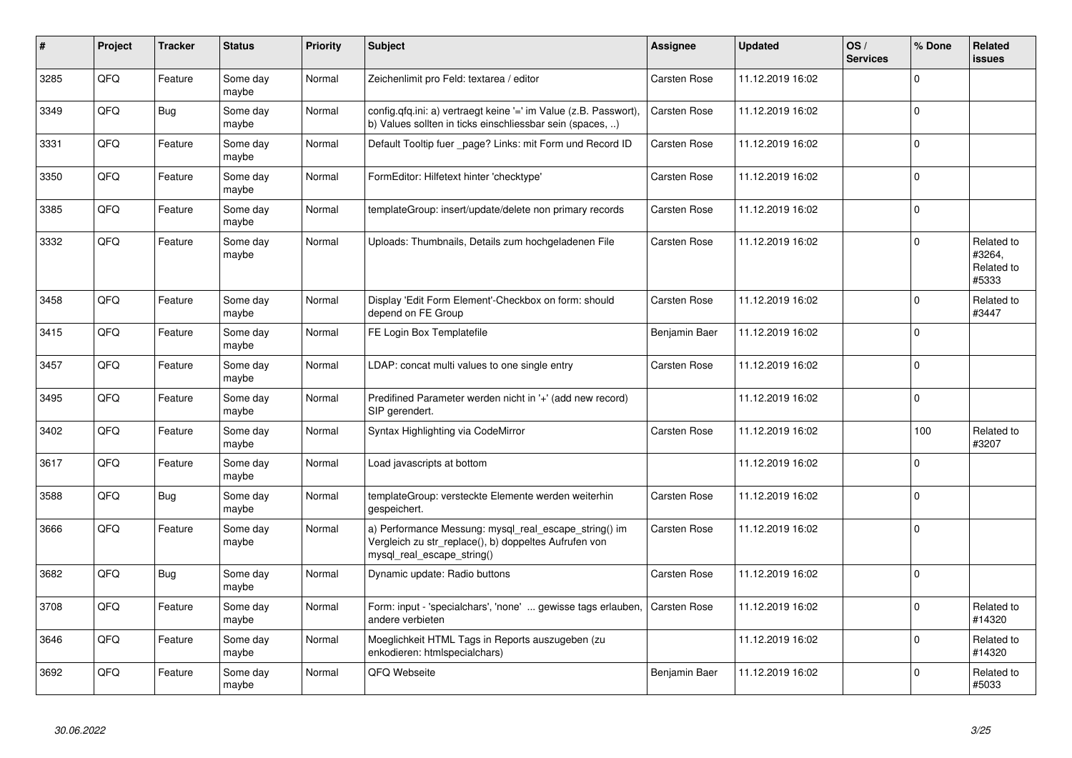| # | Project | Tracker | Status | Priority | Subject | Assignee | Updated | OS / Services | % Done | Related issues |
|---|---|---|---|---|---|---|---|---|---|---|
| 3285 | QFQ | Feature | Some day maybe | Normal | Zeichenlimit pro Feld: textarea / editor | Carsten Rose | 11.12.2019 16:02 | | 0 | |
| 3349 | QFQ | Bug | Some day maybe | Normal | config.qfq.ini: a) vertraegt keine '=' im Value (z.B. Passwort), b) Values sollten in ticks einschliessbar sein (spaces, ..) | Carsten Rose | 11.12.2019 16:02 | | 0 | |
| 3331 | QFQ | Feature | Some day maybe | Normal | Default Tooltip fuer _page? Links: mit Form und Record ID | Carsten Rose | 11.12.2019 16:02 | | 0 | |
| 3350 | QFQ | Feature | Some day maybe | Normal | FormEditor: Hilfetext hinter 'checktype' | Carsten Rose | 11.12.2019 16:02 | | 0 | |
| 3385 | QFQ | Feature | Some day maybe | Normal | templateGroup: insert/update/delete non primary records | Carsten Rose | 11.12.2019 16:02 | | 0 | |
| 3332 | QFQ | Feature | Some day maybe | Normal | Uploads: Thumbnails, Details zum hochgeladenen File | Carsten Rose | 11.12.2019 16:02 | | 0 | Related to #3264, Related to #5333 |
| 3458 | QFQ | Feature | Some day maybe | Normal | Display 'Edit Form Element'-Checkbox on form: should depend on FE Group | Carsten Rose | 11.12.2019 16:02 | | 0 | Related to #3447 |
| 3415 | QFQ | Feature | Some day maybe | Normal | FE Login Box Templatefile | Benjamin Baer | 11.12.2019 16:02 | | 0 | |
| 3457 | QFQ | Feature | Some day maybe | Normal | LDAP: concat multi values to one single entry | Carsten Rose | 11.12.2019 16:02 | | 0 | |
| 3495 | QFQ | Feature | Some day maybe | Normal | Predifined Parameter werden nicht in '+' (add new record) SIP gerendert. | | 11.12.2019 16:02 | | 0 | |
| 3402 | QFQ | Feature | Some day maybe | Normal | Syntax Highlighting via CodeMirror | Carsten Rose | 11.12.2019 16:02 | | 100 | Related to #3207 |
| 3617 | QFQ | Feature | Some day maybe | Normal | Load javascripts at bottom | | 11.12.2019 16:02 | | 0 | |
| 3588 | QFQ | Bug | Some day maybe | Normal | templateGroup: versteckte Elemente werden weiterhin gespeichert. | Carsten Rose | 11.12.2019 16:02 | | 0 | |
| 3666 | QFQ | Feature | Some day maybe | Normal | a) Performance Messung: mysql_real_escape_string() im Vergleich zu str_replace(), b) doppeltes Aufrufen von mysql_real_escape_string() | Carsten Rose | 11.12.2019 16:02 | | 0 | |
| 3682 | QFQ | Bug | Some day maybe | Normal | Dynamic update: Radio buttons | Carsten Rose | 11.12.2019 16:02 | | 0 | |
| 3708 | QFQ | Feature | Some day maybe | Normal | Form: input - 'specialchars', 'none' ... gewisse tags erlauben, andere verbieten | Carsten Rose | 11.12.2019 16:02 | | 0 | Related to #14320 |
| 3646 | QFQ | Feature | Some day maybe | Normal | Moeglichkeit HTML Tags in Reports auszugeben (zu enkodieren: htmlspecialchars) | | 11.12.2019 16:02 | | 0 | Related to #14320 |
| 3692 | QFQ | Feature | Some day maybe | Normal | QFQ Webseite | Benjamin Baer | 11.12.2019 16:02 | | 0 | Related to #5033 |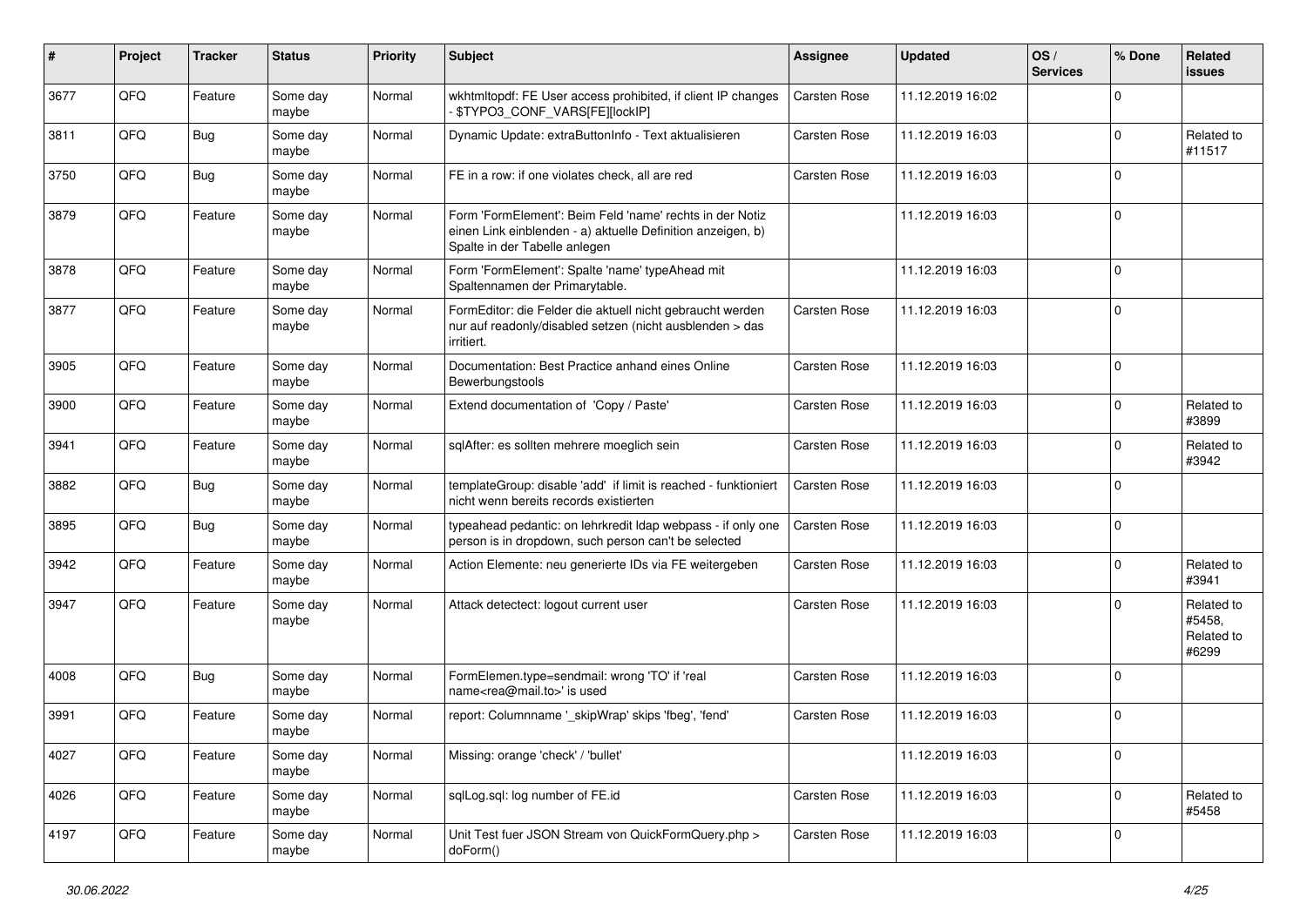| # | Project | Tracker | Status | Priority | Subject | Assignee | Updated | OS / Services | % Done | Related issues |
|---|---|---|---|---|---|---|---|---|---|---|
| 3677 | QFQ | Feature | Some day maybe | Normal | wkhtmltopdf: FE User access prohibited, if client IP changes - $TYPO3_CONF_VARS[FE][lockIP] | Carsten Rose | 11.12.2019 16:02 | | 0 | |
| 3811 | QFQ | Bug | Some day maybe | Normal | Dynamic Update: extraButtonInfo - Text aktualisieren | Carsten Rose | 11.12.2019 16:03 | | 0 | Related to #11517 |
| 3750 | QFQ | Bug | Some day maybe | Normal | FE in a row: if one violates check, all are red | Carsten Rose | 11.12.2019 16:03 | | 0 | |
| 3879 | QFQ | Feature | Some day maybe | Normal | Form 'FormElement': Beim Feld 'name' rechts in der Notiz einen Link einblenden - a) aktuelle Definition anzeigen, b) Spalte in der Tabelle anlegen | | 11.12.2019 16:03 | | 0 | |
| 3878 | QFQ | Feature | Some day maybe | Normal | Form 'FormElement': Spalte 'name' typeAhead mit Spaltennamen der Primarytable. | | 11.12.2019 16:03 | | 0 | |
| 3877 | QFQ | Feature | Some day maybe | Normal | FormEditor: die Felder die aktuell nicht gebraucht werden nur auf readonly/disabled setzen (nicht ausblenden > das irritiert. | Carsten Rose | 11.12.2019 16:03 | | 0 | |
| 3905 | QFQ | Feature | Some day maybe | Normal | Documentation: Best Practice anhand eines Online Bewerbungstools | Carsten Rose | 11.12.2019 16:03 | | 0 | |
| 3900 | QFQ | Feature | Some day maybe | Normal | Extend documentation of 'Copy / Paste' | Carsten Rose | 11.12.2019 16:03 | | 0 | Related to #3899 |
| 3941 | QFQ | Feature | Some day maybe | Normal | sqlAfter: es sollten mehrere moeglich sein | Carsten Rose | 11.12.2019 16:03 | | 0 | Related to #3942 |
| 3882 | QFQ | Bug | Some day maybe | Normal | templateGroup: disable 'add' if limit is reached - funktioniert nicht wenn bereits records existierten | Carsten Rose | 11.12.2019 16:03 | | 0 | |
| 3895 | QFQ | Bug | Some day maybe | Normal | typeahead pedantic: on lehrkredit ldap webpass - if only one person is in dropdown, such person can't be selected | Carsten Rose | 11.12.2019 16:03 | | 0 | |
| 3942 | QFQ | Feature | Some day maybe | Normal | Action Elemente: neu generierte IDs via FE weitergeben | Carsten Rose | 11.12.2019 16:03 | | 0 | Related to #3941 |
| 3947 | QFQ | Feature | Some day maybe | Normal | Attack detectect: logout current user | Carsten Rose | 11.12.2019 16:03 | | 0 | Related to #5458, Related to #6299 |
| 4008 | QFQ | Bug | Some day maybe | Normal | FormElemen.type=sendmail: wrong 'TO' if 'real name<rea@mail.to>' is used | Carsten Rose | 11.12.2019 16:03 | | 0 | |
| 3991 | QFQ | Feature | Some day maybe | Normal | report: Columnname '_skipWrap' skips 'fbeg', 'fend' | Carsten Rose | 11.12.2019 16:03 | | 0 | |
| 4027 | QFQ | Feature | Some day maybe | Normal | Missing: orange 'check' / 'bullet' | | 11.12.2019 16:03 | | 0 | |
| 4026 | QFQ | Feature | Some day maybe | Normal | sqlLog.sql: log number of FE.id | Carsten Rose | 11.12.2019 16:03 | | 0 | Related to #5458 |
| 4197 | QFQ | Feature | Some day maybe | Normal | Unit Test fuer JSON Stream von QuickFormQuery.php > doForm() | Carsten Rose | 11.12.2019 16:03 | | 0 | |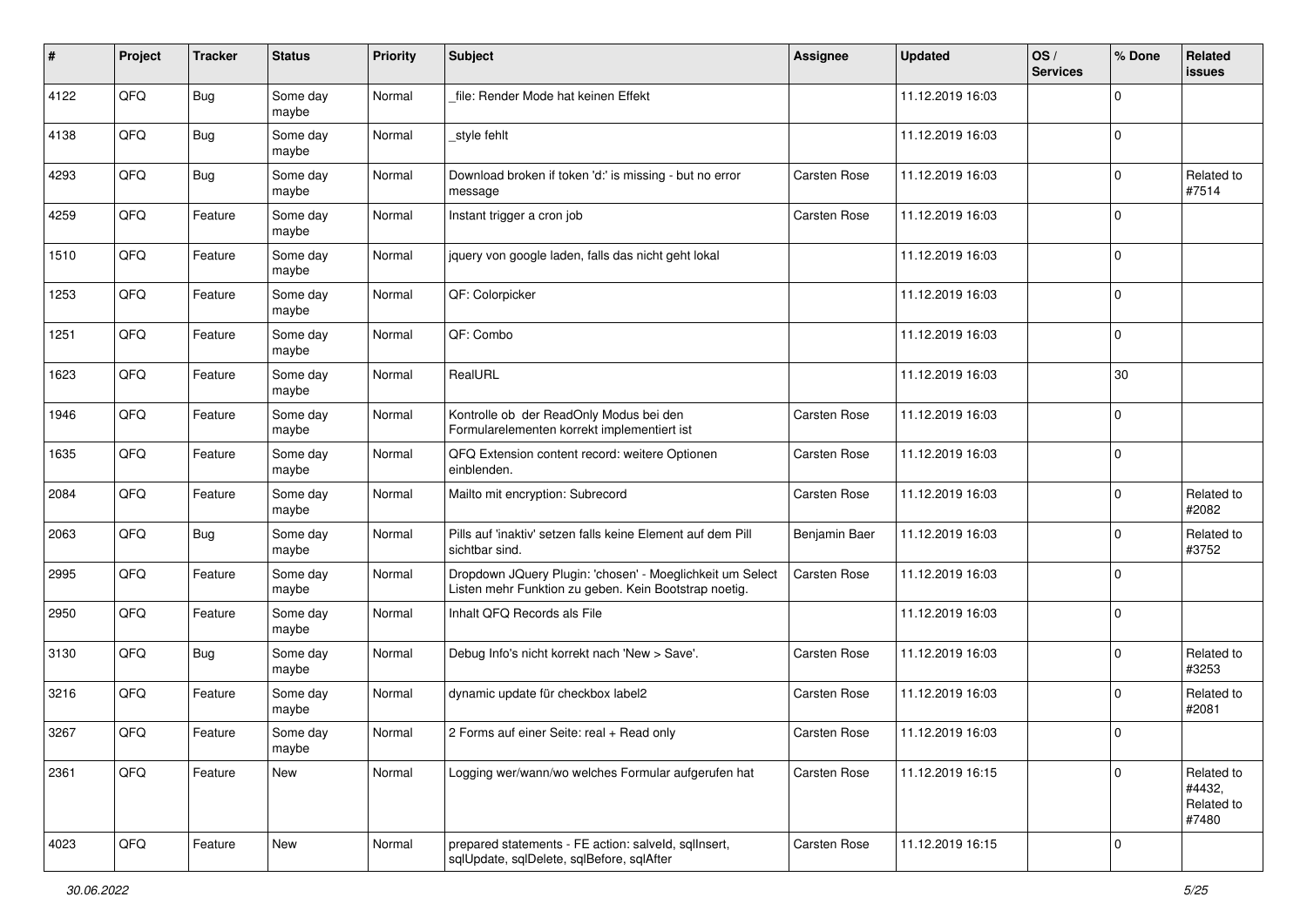| # | Project | Tracker | Status | Priority | Subject | Assignee | Updated | OS / Services | % Done | Related issues |
|---|---|---|---|---|---|---|---|---|---|---|
| 4122 | QFO | Bug | Some day maybe | Normal | _file: Render Mode hat keinen Effekt | | 11.12.2019 16:03 | | 0 | |
| 4138 | QFQ | Bug | Some day maybe | Normal | _style fehlt | | 11.12.2019 16:03 | | 0 | |
| 4293 | QFQ | Bug | Some day maybe | Normal | Download broken if token 'd:' is missing - but no error message | Carsten Rose | 11.12.2019 16:03 | | 0 | Related to #7514 |
| 4259 | QFQ | Feature | Some day maybe | Normal | Instant trigger a cron job | Carsten Rose | 11.12.2019 16:03 | | 0 | |
| 1510 | QFQ | Feature | Some day maybe | Normal | jquery von google laden, falls das nicht geht lokal | | 11.12.2019 16:03 | | 0 | |
| 1253 | QFQ | Feature | Some day maybe | Normal | QF: Colorpicker | | 11.12.2019 16:03 | | 0 | |
| 1251 | QFQ | Feature | Some day maybe | Normal | QF: Combo | | 11.12.2019 16:03 | | 0 | |
| 1623 | QFQ | Feature | Some day maybe | Normal | RealURL | | 11.12.2019 16:03 | | 30 | |
| 1946 | QFQ | Feature | Some day maybe | Normal | Kontrolle ob der ReadOnly Modus bei den Formularelementen korrekt implementiert ist | Carsten Rose | 11.12.2019 16:03 | | 0 | |
| 1635 | QFQ | Feature | Some day maybe | Normal | QFQ Extension content record: weitere Optionen einblenden. | Carsten Rose | 11.12.2019 16:03 | | 0 | |
| 2084 | QFQ | Feature | Some day maybe | Normal | Mailto mit encryption: Subrecord | Carsten Rose | 11.12.2019 16:03 | | 0 | Related to #2082 |
| 2063 | QFQ | Bug | Some day maybe | Normal | Pills auf 'inaktiv' setzen falls keine Element auf dem Pill sichtbar sind. | Benjamin Baer | 11.12.2019 16:03 | | 0 | Related to #3752 |
| 2995 | QFQ | Feature | Some day maybe | Normal | Dropdown JQuery Plugin: 'chosen' - Moeglichkeit um Select Listen mehr Funktion zu geben. Kein Bootstrap noetig. | Carsten Rose | 11.12.2019 16:03 | | 0 | |
| 2950 | QFQ | Feature | Some day maybe | Normal | Inhalt QFQ Records als File | | 11.12.2019 16:03 | | 0 | |
| 3130 | QFQ | Bug | Some day maybe | Normal | Debug Info's nicht korrekt nach 'New > Save'. | Carsten Rose | 11.12.2019 16:03 | | 0 | Related to #3253 |
| 3216 | QFQ | Feature | Some day maybe | Normal | dynamic update für checkbox label2 | Carsten Rose | 11.12.2019 16:03 | | 0 | Related to #2081 |
| 3267 | QFQ | Feature | Some day maybe | Normal | 2 Forms auf einer Seite: real + Read only | Carsten Rose | 11.12.2019 16:03 | | 0 | |
| 2361 | QFQ | Feature | New | Normal | Logging wer/wann/wo welches Formular aufgerufen hat | Carsten Rose | 11.12.2019 16:15 | | 0 | Related to #4432, Related to #7480 |
| 4023 | QFQ | Feature | New | Normal | prepared statements - FE action: salveld, sqlInsert, sqlUpdate, sqlDelete, sqlBefore, sqlAfter | Carsten Rose | 11.12.2019 16:15 | | 0 | |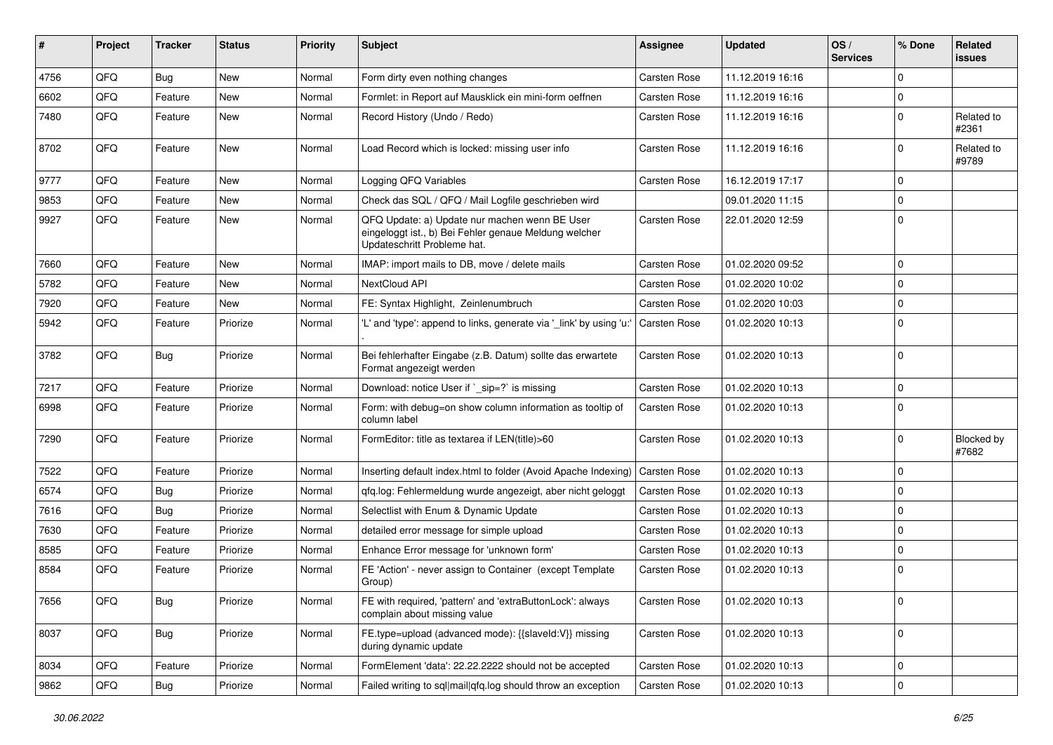| # | Project | Tracker | Status | Priority | Subject | Assignee | Updated | OS / Services | % Done | Related issues |
|---|---|---|---|---|---|---|---|---|---|---|
| 4756 | QFQ | Bug | New | Normal | Form dirty even nothing changes | Carsten Rose | 11.12.2019 16:16 | | 0 | |
| 6602 | QFQ | Feature | New | Normal | Formlet: in Report auf Mausklick ein mini-form oeffnen | Carsten Rose | 11.12.2019 16:16 | | 0 | |
| 7480 | QFQ | Feature | New | Normal | Record History (Undo / Redo) | Carsten Rose | 11.12.2019 16:16 | | 0 | Related to #2361 |
| 8702 | QFQ | Feature | New | Normal | Load Record which is locked: missing user info | Carsten Rose | 11.12.2019 16:16 | | 0 | Related to #9789 |
| 9777 | QFQ | Feature | New | Normal | Logging QFQ Variables | Carsten Rose | 16.12.2019 17:17 | | 0 | |
| 9853 | QFQ | Feature | New | Normal | Check das SQL / QFQ / Mail Logfile geschrieben wird | | 09.01.2020 11:15 | | 0 | |
| 9927 | QFQ | Feature | New | Normal | QFQ Update: a) Update nur machen wenn BE User eingeloggt ist., b) Bei Fehler genaue Meldung welcher Updateschritt Probleme hat. | Carsten Rose | 22.01.2020 12:59 | | 0 | |
| 7660 | QFQ | Feature | New | Normal | IMAP: import mails to DB, move / delete mails | Carsten Rose | 01.02.2020 09:52 | | 0 | |
| 5782 | QFQ | Feature | New | Normal | NextCloud API | Carsten Rose | 01.02.2020 10:02 | | 0 | |
| 7920 | QFQ | Feature | New | Normal | FE: Syntax Highlight, Zeinlenumbruch | Carsten Rose | 01.02.2020 10:03 | | 0 | |
| 5942 | QFQ | Feature | Priorize | Normal | 'L' and 'type': append to links, generate via '_link' by using 'u:' . | Carsten Rose | 01.02.2020 10:13 | | 0 | |
| 3782 | QFQ | Bug | Priorize | Normal | Bei fehlerhafter Eingabe (z.B. Datum) sollte das erwartete Format angezeigt werden | Carsten Rose | 01.02.2020 10:13 | | 0 | |
| 7217 | QFQ | Feature | Priorize | Normal | Download: notice User if `_sip=?` is missing | Carsten Rose | 01.02.2020 10:13 | | 0 | |
| 6998 | QFQ | Feature | Priorize | Normal | Form: with debug=on show column information as tooltip of column label | Carsten Rose | 01.02.2020 10:13 | | 0 | |
| 7290 | QFQ | Feature | Priorize | Normal | FormEditor: title as textarea if LEN(title)>60 | Carsten Rose | 01.02.2020 10:13 | | 0 | Blocked by #7682 |
| 7522 | QFQ | Feature | Priorize | Normal | Inserting default index.html to folder (Avoid Apache Indexing) | Carsten Rose | 01.02.2020 10:13 | | 0 | |
| 6574 | QFQ | Bug | Priorize | Normal | qfq.log: Fehlermeldung wurde angezeigt, aber nicht geloggt | Carsten Rose | 01.02.2020 10:13 | | 0 | |
| 7616 | QFQ | Bug | Priorize | Normal | Selectlist with Enum & Dynamic Update | Carsten Rose | 01.02.2020 10:13 | | 0 | |
| 7630 | QFQ | Feature | Priorize | Normal | detailed error message for simple upload | Carsten Rose | 01.02.2020 10:13 | | 0 | |
| 8585 | QFQ | Feature | Priorize | Normal | Enhance Error message for 'unknown form' | Carsten Rose | 01.02.2020 10:13 | | 0 | |
| 8584 | QFQ | Feature | Priorize | Normal | FE 'Action' - never assign to Container (except Template Group) | Carsten Rose | 01.02.2020 10:13 | | 0 | |
| 7656 | QFQ | Bug | Priorize | Normal | FE with required, 'pattern' and 'extraButtonLock': always complain about missing value | Carsten Rose | 01.02.2020 10:13 | | 0 | |
| 8037 | QFQ | Bug | Priorize | Normal | FE.type=upload (advanced mode): {{slaveId:V}} missing during dynamic update | Carsten Rose | 01.02.2020 10:13 | | 0 | |
| 8034 | QFQ | Feature | Priorize | Normal | FormElement 'data': 22.22.2222 should not be accepted | Carsten Rose | 01.02.2020 10:13 | | 0 | |
| 9862 | QFQ | Bug | Priorize | Normal | Failed writing to sql\|mail\|qfq.log should throw an exception | Carsten Rose | 01.02.2020 10:13 | | 0 | |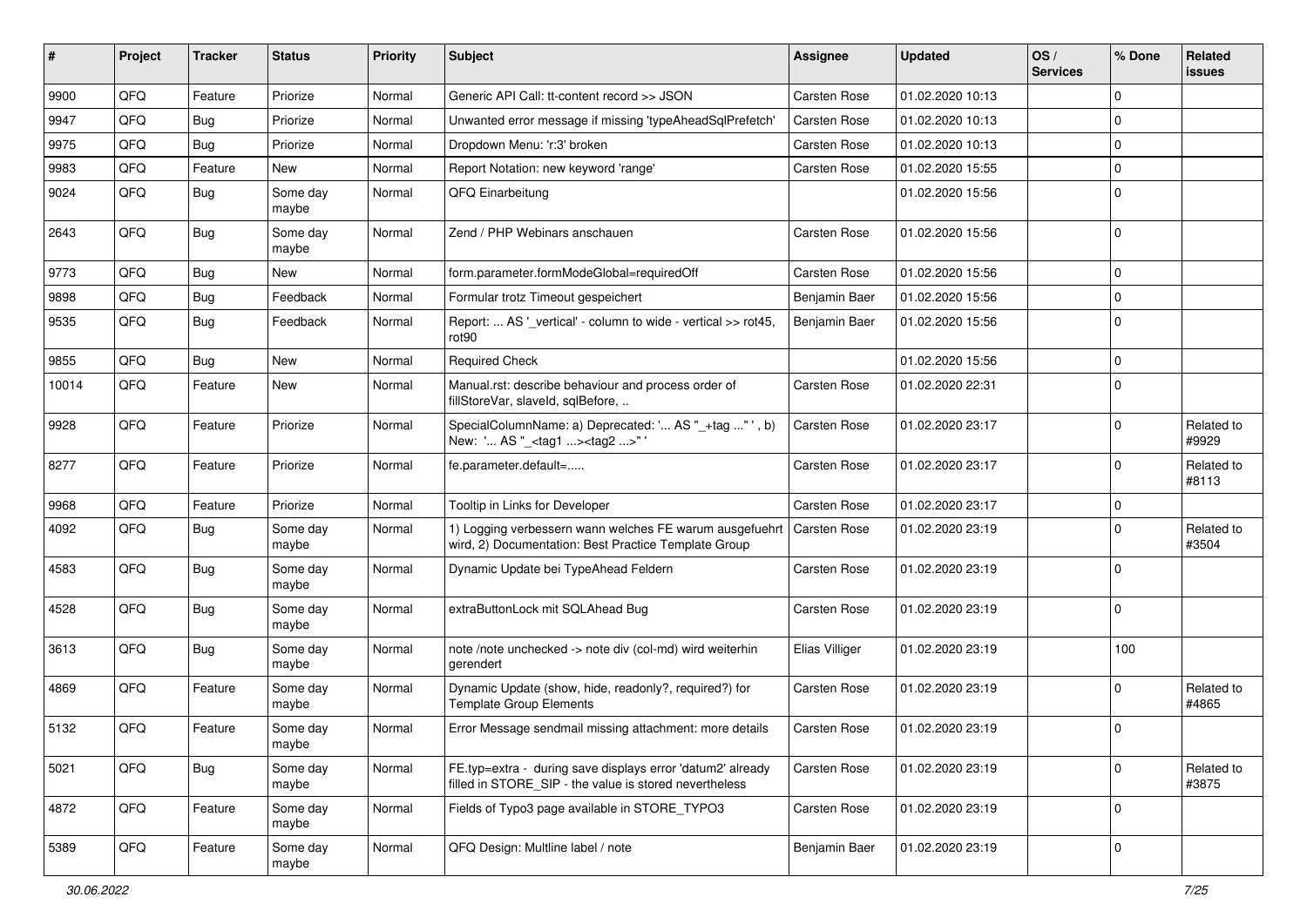| # | Project | Tracker | Status | Priority | Subject | Assignee | Updated | OS / Services | % Done | Related issues |
|---|---|---|---|---|---|---|---|---|---|---|
| 9900 | QFQ | Feature | Priorize | Normal | Generic API Call: tt-content record >> JSON | Carsten Rose | 01.02.2020 10:13 | | 0 | |
| 9947 | QFQ | Bug | Priorize | Normal | Unwanted error message if missing 'typeAheadSqlPrefetch' | Carsten Rose | 01.02.2020 10:13 | | 0 | |
| 9975 | QFQ | Bug | Priorize | Normal | Dropdown Menu: 'r:3' broken | Carsten Rose | 01.02.2020 10:13 | | 0 | |
| 9983 | QFQ | Feature | New | Normal | Report Notation: new keyword 'range' | Carsten Rose | 01.02.2020 15:55 | | 0 | |
| 9024 | QFQ | Bug | Some day maybe | Normal | QFQ Einarbeitung | | 01.02.2020 15:56 | | 0 | |
| 2643 | QFQ | Bug | Some day maybe | Normal | Zend / PHP Webinars anschauen | Carsten Rose | 01.02.2020 15:56 | | 0 | |
| 9773 | QFQ | Bug | New | Normal | form.parameter.formModeGlobal=requiredOff | Carsten Rose | 01.02.2020 15:56 | | 0 | |
| 9898 | QFQ | Bug | Feedback | Normal | Formular trotz Timeout gespeichert | Benjamin Baer | 01.02.2020 15:56 | | 0 | |
| 9535 | QFQ | Bug | Feedback | Normal | Report: ... AS '_vertical' - column to wide - vertical >> rot45, rot90 | Benjamin Baer | 01.02.2020 15:56 | | 0 | |
| 9855 | QFQ | Bug | New | Normal | Required Check | | 01.02.2020 15:56 | | 0 | |
| 10014 | QFQ | Feature | New | Normal | Manual.rst: describe behaviour and process order of fillStoreVar, slaveId, sqlBefore, .. | Carsten Rose | 01.02.2020 22:31 | | 0 | |
| 9928 | QFQ | Feature | Priorize | Normal | SpecialColumnName: a) Deprecated: '... AS "_+tag ..." ', b) New: '... AS "_<tag1 ...><tag2 ...>" ' | Carsten Rose | 01.02.2020 23:17 | | 0 | Related to #9929 |
| 8277 | QFQ | Feature | Priorize | Normal | fe.parameter.default=..... | Carsten Rose | 01.02.2020 23:17 | | 0 | Related to #8113 |
| 9968 | QFQ | Feature | Priorize | Normal | Tooltip in Links for Developer | Carsten Rose | 01.02.2020 23:17 | | 0 | |
| 4092 | QFQ | Bug | Some day maybe | Normal | 1) Logging verbessern wann welches FE warum ausgefuehrt wird, 2) Documentation: Best Practice Template Group | Carsten Rose | 01.02.2020 23:19 | | 0 | Related to #3504 |
| 4583 | QFQ | Bug | Some day maybe | Normal | Dynamic Update bei TypeAhead Feldern | Carsten Rose | 01.02.2020 23:19 | | 0 | |
| 4528 | QFQ | Bug | Some day maybe | Normal | extraButtonLock mit SQLAhead Bug | Carsten Rose | 01.02.2020 23:19 | | 0 | |
| 3613 | QFQ | Bug | Some day maybe | Normal | note /note unchecked -> note div (col-md) wird weiterhin gerendert | Elias Villiger | 01.02.2020 23:19 | | 100 | |
| 4869 | QFQ | Feature | Some day maybe | Normal | Dynamic Update (show, hide, readonly?, required?) for Template Group Elements | Carsten Rose | 01.02.2020 23:19 | | 0 | Related to #4865 |
| 5132 | QFQ | Feature | Some day maybe | Normal | Error Message sendmail missing attachment: more details | Carsten Rose | 01.02.2020 23:19 | | 0 | |
| 5021 | QFQ | Bug | Some day maybe | Normal | FE.typ=extra - during save displays error 'datum2' already filled in STORE_SIP - the value is stored nevertheless | Carsten Rose | 01.02.2020 23:19 | | 0 | Related to #3875 |
| 4872 | QFQ | Feature | Some day maybe | Normal | Fields of Typo3 page available in STORE_TYPO3 | Carsten Rose | 01.02.2020 23:19 | | 0 | |
| 5389 | QFQ | Feature | Some day maybe | Normal | QFQ Design: Multline label / note | Benjamin Baer | 01.02.2020 23:19 | | 0 | |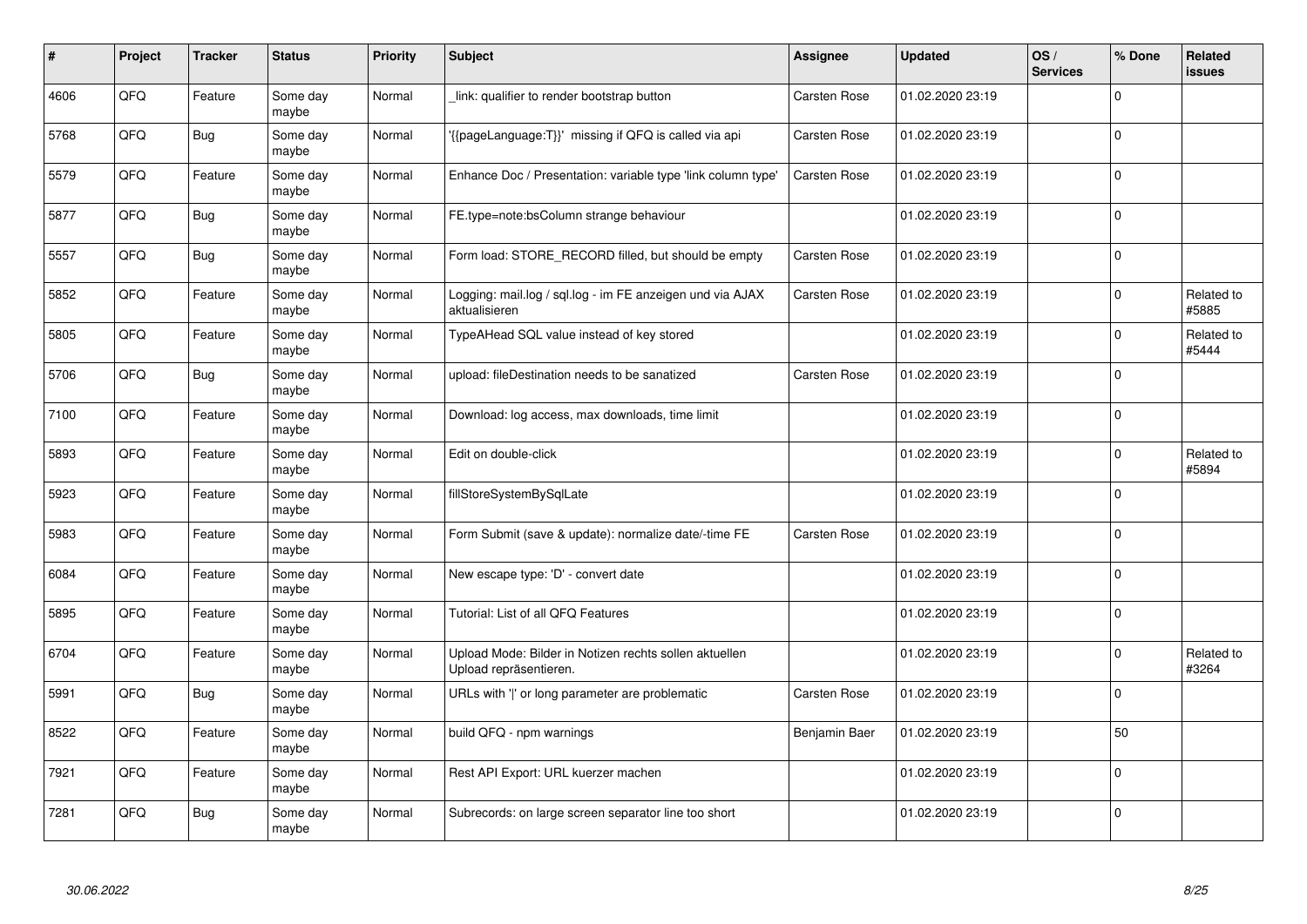| # | Project | Tracker | Status | Priority | Subject | Assignee | Updated | OS / Services | % Done | Related issues |
|---|---|---|---|---|---|---|---|---|---|---|
| 4606 | QFO | Feature | Some day maybe | Normal | _link: qualifier to render bootstrap button | Carsten Rose | 01.02.2020 23:19 | | 0 | |
| 5768 | QFQ | Bug | Some day maybe | Normal | '{{pageLanguage:T}}' missing if QFQ is called via api | Carsten Rose | 01.02.2020 23:19 | | 0 | |
| 5579 | QFQ | Feature | Some day maybe | Normal | Enhance Doc / Presentation: variable type 'link column type' | Carsten Rose | 01.02.2020 23:19 | | 0 | |
| 5877 | QFQ | Bug | Some day maybe | Normal | FE.type=note:bsColumn strange behaviour | | 01.02.2020 23:19 | | 0 | |
| 5557 | QFQ | Bug | Some day maybe | Normal | Form load: STORE_RECORD filled, but should be empty | Carsten Rose | 01.02.2020 23:19 | | 0 | |
| 5852 | QFQ | Feature | Some day maybe | Normal | Logging: mail.log / sql.log - im FE anzeigen und via AJAX aktualisieren | Carsten Rose | 01.02.2020 23:19 | | 0 | Related to #5885 |
| 5805 | QFQ | Feature | Some day maybe | Normal | TypeAHead SQL value instead of key stored | | 01.02.2020 23:19 | | 0 | Related to #5444 |
| 5706 | QFQ | Bug | Some day maybe | Normal | upload: fileDestination needs to be sanatized | Carsten Rose | 01.02.2020 23:19 | | 0 | |
| 7100 | QFQ | Feature | Some day maybe | Normal | Download: log access, max downloads, time limit | | 01.02.2020 23:19 | | 0 | |
| 5893 | QFQ | Feature | Some day maybe | Normal | Edit on double-click | | 01.02.2020 23:19 | | 0 | Related to #5894 |
| 5923 | QFQ | Feature | Some day maybe | Normal | fillStoreSystemBySqlLate | | 01.02.2020 23:19 | | 0 | |
| 5983 | QFQ | Feature | Some day maybe | Normal | Form Submit (save & update): normalize date/-time FE | Carsten Rose | 01.02.2020 23:19 | | 0 | |
| 6084 | QFQ | Feature | Some day maybe | Normal | New escape type: 'D' - convert date | | 01.02.2020 23:19 | | 0 | |
| 5895 | QFQ | Feature | Some day maybe | Normal | Tutorial: List of all QFQ Features | | 01.02.2020 23:19 | | 0 | |
| 6704 | QFQ | Feature | Some day maybe | Normal | Upload Mode: Bilder in Notizen rechts sollen aktuellen Upload repräsentieren. | | 01.02.2020 23:19 | | 0 | Related to #3264 |
| 5991 | QFQ | Bug | Some day maybe | Normal | URLs with '\|' or long parameter are problematic | Carsten Rose | 01.02.2020 23:19 | | 0 | |
| 8522 | QFQ | Feature | Some day maybe | Normal | build QFQ - npm warnings | Benjamin Baer | 01.02.2020 23:19 | | 50 | |
| 7921 | QFQ | Feature | Some day maybe | Normal | Rest API Export: URL kuerzer machen | | 01.02.2020 23:19 | | 0 | |
| 7281 | QFQ | Bug | Some day maybe | Normal | Subrecords: on large screen separator line too short | | 01.02.2020 23:19 | | 0 | |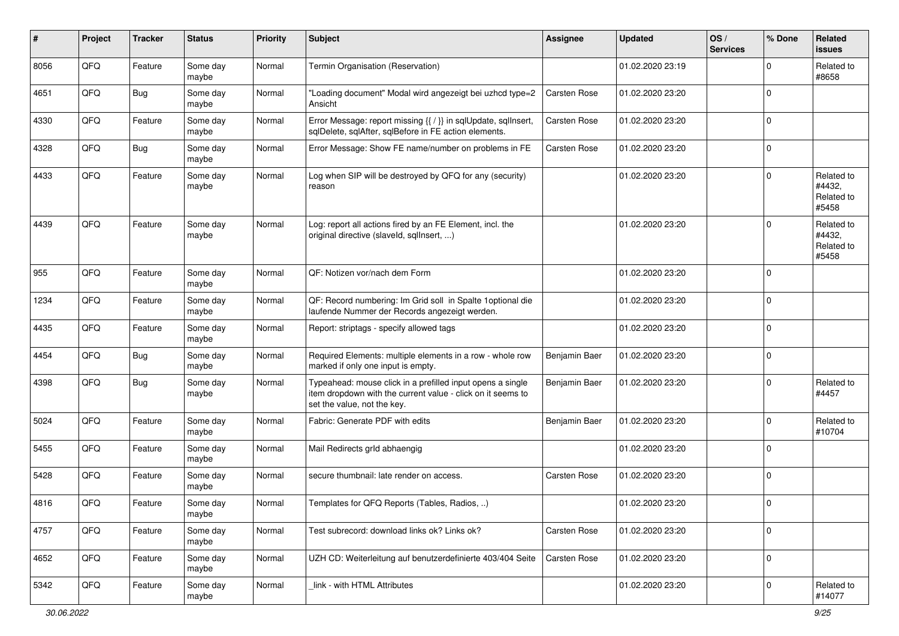| # | Project | Tracker | Status | Priority | Subject | Assignee | Updated | OS / Services | % Done | Related issues |
|---|---|---|---|---|---|---|---|---|---|---|
| 8056 | QFQ | Feature | Some day maybe | Normal | Termin Organisation (Reservation) | | 01.02.2020 23:19 | | 0 | Related to #8658 |
| 4651 | QFQ | Bug | Some day maybe | Normal | "Loading document" Modal wird angezeigt bei uzhcd type=2 Ansicht | Carsten Rose | 01.02.2020 23:20 | | 0 | |
| 4330 | QFQ | Feature | Some day maybe | Normal | Error Message: report missing {{ / }} in sqlUpdate, sqlInsert, sqlDelete, sqlAfter, sqlBefore in FE action elements. | Carsten Rose | 01.02.2020 23:20 | | 0 | |
| 4328 | QFQ | Bug | Some day maybe | Normal | Error Message: Show FE name/number on problems in FE | Carsten Rose | 01.02.2020 23:20 | | 0 | |
| 4433 | QFQ | Feature | Some day maybe | Normal | Log when SIP will be destroyed by QFQ for any (security) reason | | 01.02.2020 23:20 | | 0 | Related to #4432, Related to #5458 |
| 4439 | QFQ | Feature | Some day maybe | Normal | Log: report all actions fired by an FE Element, incl. the original directive (slaveId, sqlInsert, ...) | | 01.02.2020 23:20 | | 0 | Related to #4432, Related to #5458 |
| 955 | QFQ | Feature | Some day maybe | Normal | QF: Notizen vor/nach dem Form | | 01.02.2020 23:20 | | 0 | |
| 1234 | QFQ | Feature | Some day maybe | Normal | QF: Record numbering: Im Grid soll in Spalte 1optional die laufende Nummer der Records angezeigt werden. | | 01.02.2020 23:20 | | 0 | |
| 4435 | QFQ | Feature | Some day maybe | Normal | Report: striptags - specify allowed tags | | 01.02.2020 23:20 | | 0 | |
| 4454 | QFQ | Bug | Some day maybe | Normal | Required Elements: multiple elements in a row - whole row marked if only one input is empty. | Benjamin Baer | 01.02.2020 23:20 | | 0 | |
| 4398 | QFQ | Bug | Some day maybe | Normal | Typeahead: mouse click in a prefilled input opens a single item dropdown with the current value - click on it seems to set the value, not the key. | Benjamin Baer | 01.02.2020 23:20 | | 0 | Related to #4457 |
| 5024 | QFQ | Feature | Some day maybe | Normal | Fabric: Generate PDF with edits | Benjamin Baer | 01.02.2020 23:20 | | 0 | Related to #10704 |
| 5455 | QFQ | Feature | Some day maybe | Normal | Mail Redirects grId abhaengig | | 01.02.2020 23:20 | | 0 | |
| 5428 | QFQ | Feature | Some day maybe | Normal | secure thumbnail: late render on access. | Carsten Rose | 01.02.2020 23:20 | | 0 | |
| 4816 | QFQ | Feature | Some day maybe | Normal | Templates for QFQ Reports (Tables, Radios, ..) | | 01.02.2020 23:20 | | 0 | |
| 4757 | QFQ | Feature | Some day maybe | Normal | Test subrecord: download links ok? Links ok? | Carsten Rose | 01.02.2020 23:20 | | 0 | |
| 4652 | QFQ | Feature | Some day maybe | Normal | UZH CD: Weiterleitung auf benutzerdefinierte 403/404 Seite | Carsten Rose | 01.02.2020 23:20 | | 0 | |
| 5342 | QFQ | Feature | Some day maybe | Normal | _link - with HTML Attributes | | 01.02.2020 23:20 | | 0 | Related to #14077 |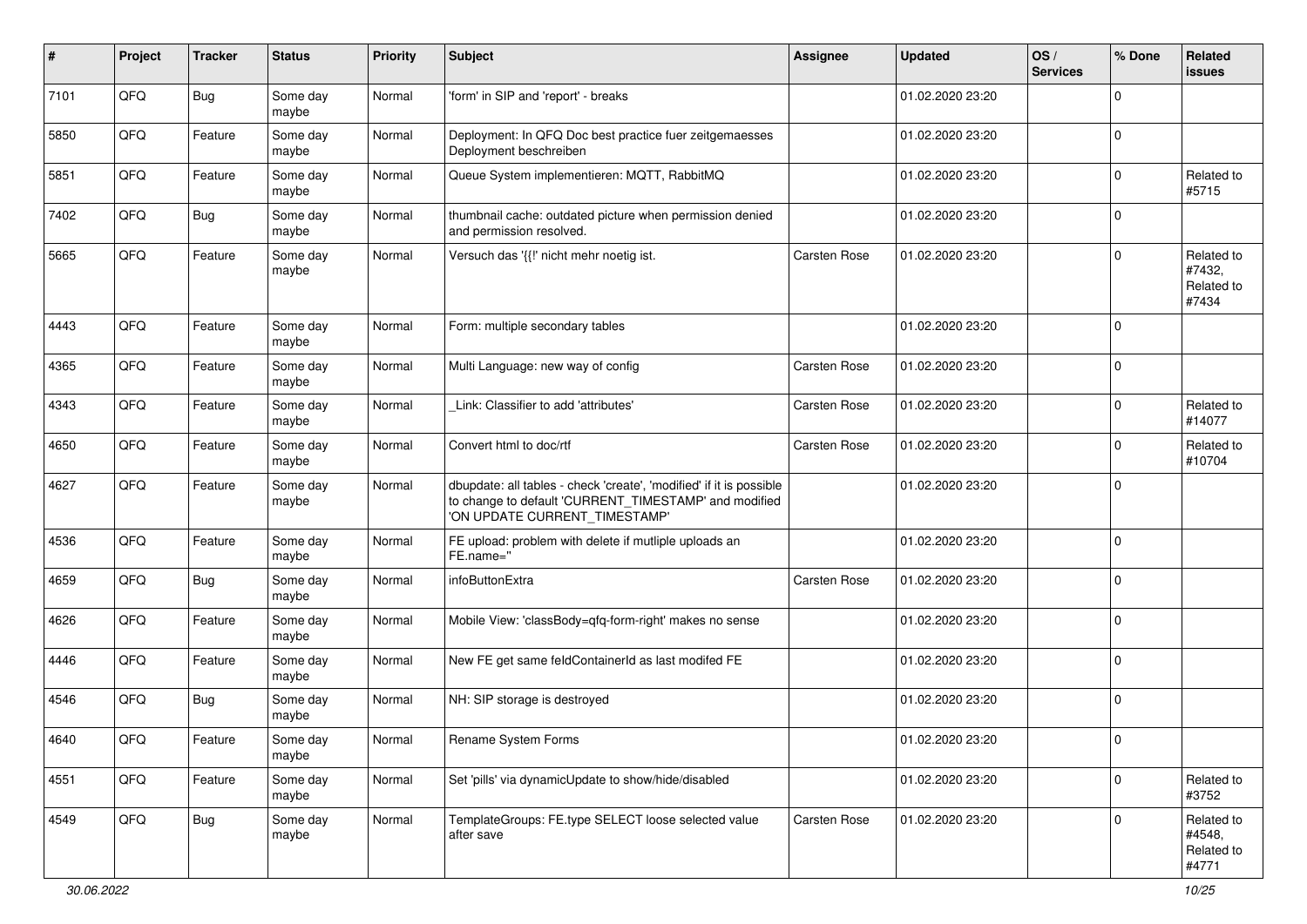| # | Project | Tracker | Status | Priority | Subject | Assignee | Updated | OS / Services | % Done | Related issues |
|---|---|---|---|---|---|---|---|---|---|---|
| 7101 | QFQ | Bug | Some day maybe | Normal | 'form' in SIP and 'report' - breaks | | 01.02.2020 23:20 | | 0 | |
| 5850 | QFQ | Feature | Some day maybe | Normal | Deployment: In QFQ Doc best practice fuer zeitgemaesses Deployment beschreiben | | 01.02.2020 23:20 | | 0 | |
| 5851 | QFQ | Feature | Some day maybe | Normal | Queue System implementieren: MQTT, RabbitMQ | | 01.02.2020 23:20 | | 0 | Related to #5715 |
| 7402 | QFQ | Bug | Some day maybe | Normal | thumbnail cache: outdated picture when permission denied and permission resolved. | | 01.02.2020 23:20 | | 0 | |
| 5665 | QFQ | Feature | Some day maybe | Normal | Versuch das '{{!' nicht mehr noetig ist. | Carsten Rose | 01.02.2020 23:20 | | 0 | Related to #7432, Related to #7434 |
| 4443 | QFQ | Feature | Some day maybe | Normal | Form: multiple secondary tables | | 01.02.2020 23:20 | | 0 | |
| 4365 | QFQ | Feature | Some day maybe | Normal | Multi Language: new way of config | Carsten Rose | 01.02.2020 23:20 | | 0 | |
| 4343 | QFQ | Feature | Some day maybe | Normal | _Link: Classifier to add 'attributes' | Carsten Rose | 01.02.2020 23:20 | | 0 | Related to #14077 |
| 4650 | QFQ | Feature | Some day maybe | Normal | Convert html to doc/rtf | Carsten Rose | 01.02.2020 23:20 | | 0 | Related to #10704 |
| 4627 | QFQ | Feature | Some day maybe | Normal | dbupdate: all tables - check 'create', 'modified' if it is possible to change to default 'CURRENT_TIMESTAMP' and modified 'ON UPDATE CURRENT_TIMESTAMP' | | 01.02.2020 23:20 | | 0 | |
| 4536 | QFQ | Feature | Some day maybe | Normal | FE upload: problem with delete if mutliple uploads an FE.name='' | | 01.02.2020 23:20 | | 0 | |
| 4659 | QFQ | Bug | Some day maybe | Normal | infoButtonExtra | Carsten Rose | 01.02.2020 23:20 | | 0 | |
| 4626 | QFQ | Feature | Some day maybe | Normal | Mobile View: 'classBody=qfq-form-right' makes no sense | | 01.02.2020 23:20 | | 0 | |
| 4446 | QFQ | Feature | Some day maybe | Normal | New FE get same feldContainerId as last modifed FE | | 01.02.2020 23:20 | | 0 | |
| 4546 | QFQ | Bug | Some day maybe | Normal | NH: SIP storage is destroyed | | 01.02.2020 23:20 | | 0 | |
| 4640 | QFQ | Feature | Some day maybe | Normal | Rename System Forms | | 01.02.2020 23:20 | | 0 | |
| 4551 | QFQ | Feature | Some day maybe | Normal | Set 'pills' via dynamicUpdate to show/hide/disabled | | 01.02.2020 23:20 | | 0 | Related to #3752 |
| 4549 | QFQ | Bug | Some day maybe | Normal | TemplateGroups: FE.type SELECT loose selected value after save | Carsten Rose | 01.02.2020 23:20 | | 0 | Related to #4548, Related to #4771 |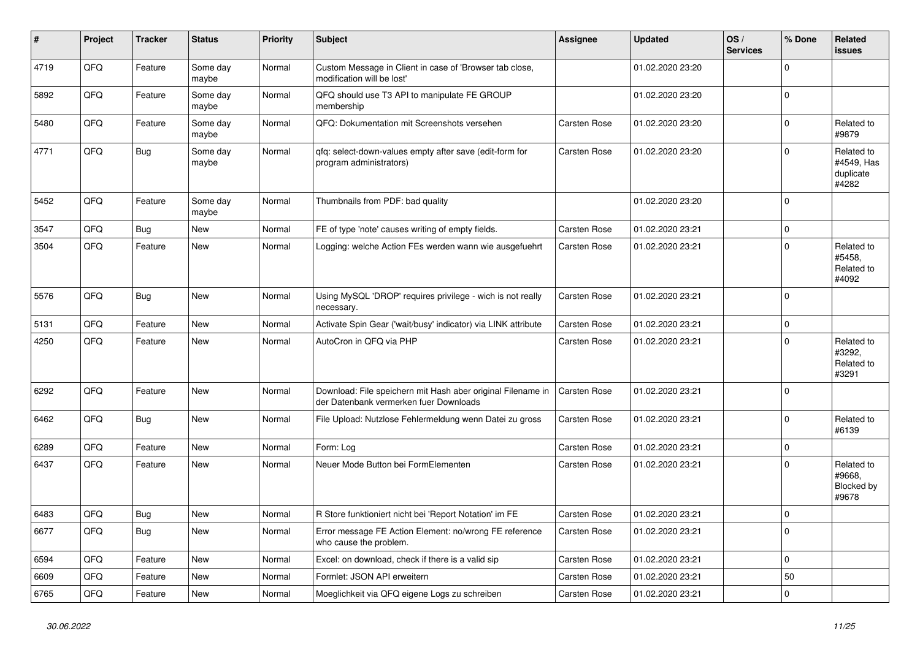| # | Project | Tracker | Status | Priority | Subject | Assignee | Updated | OS / Services | % Done | Related issues |
|---|---|---|---|---|---|---|---|---|---|---|
| 4719 | QFQ | Feature | Some day maybe | Normal | Custom Message in Client in case of 'Browser tab close, modification will be lost' | | 01.02.2020 23:20 | | 0 | |
| 5892 | QFQ | Feature | Some day maybe | Normal | QFQ should use T3 API to manipulate FE GROUP membership | | 01.02.2020 23:20 | | 0 | |
| 5480 | QFQ | Feature | Some day maybe | Normal | QFQ: Dokumentation mit Screenshots versehen | Carsten Rose | 01.02.2020 23:20 | | 0 | Related to #9879 |
| 4771 | QFQ | Bug | Some day maybe | Normal | qfq: select-down-values empty after save (edit-form for program administrators) | Carsten Rose | 01.02.2020 23:20 | | 0 | Related to #4549, Has duplicate #4282 |
| 5452 | QFQ | Feature | Some day maybe | Normal | Thumbnails from PDF: bad quality | | 01.02.2020 23:20 | | 0 | |
| 3547 | QFQ | Bug | New | Normal | FE of type 'note' causes writing of empty fields. | Carsten Rose | 01.02.2020 23:21 | | 0 | |
| 3504 | QFQ | Feature | New | Normal | Logging: welche Action FEs werden wann wie ausgefuehrt | Carsten Rose | 01.02.2020 23:21 | | 0 | Related to #5458, Related to #4092 |
| 5576 | QFQ | Bug | New | Normal | Using MySQL 'DROP' requires privilege - wich is not really necessary. | Carsten Rose | 01.02.2020 23:21 | | 0 | |
| 5131 | QFQ | Feature | New | Normal | Activate Spin Gear ('wait/busy' indicator) via LINK attribute | Carsten Rose | 01.02.2020 23:21 | | 0 | |
| 4250 | QFQ | Feature | New | Normal | AutoCron in QFQ via PHP | Carsten Rose | 01.02.2020 23:21 | | 0 | Related to #3292, Related to #3291 |
| 6292 | QFQ | Feature | New | Normal | Download: File speichern mit Hash aber original Filename in der Datenbank vermerken fuer Downloads | Carsten Rose | 01.02.2020 23:21 | | 0 | |
| 6462 | QFQ | Bug | New | Normal | File Upload: Nutzlose Fehlermeldung wenn Datei zu gross | Carsten Rose | 01.02.2020 23:21 | | 0 | Related to #6139 |
| 6289 | QFQ | Feature | New | Normal | Form: Log | Carsten Rose | 01.02.2020 23:21 | | 0 | |
| 6437 | QFQ | Feature | New | Normal | Neuer Mode Button bei FormElementen | Carsten Rose | 01.02.2020 23:21 | | 0 | Related to #9668, Blocked by #9678 |
| 6483 | QFQ | Bug | New | Normal | R Store funktioniert nicht bei 'Report Notation' im FE | Carsten Rose | 01.02.2020 23:21 | | 0 | |
| 6677 | QFQ | Bug | New | Normal | Error message FE Action Element: no/wrong FE reference who cause the problem. | Carsten Rose | 01.02.2020 23:21 | | 0 | |
| 6594 | QFQ | Feature | New | Normal | Excel: on download, check if there is a valid sip | Carsten Rose | 01.02.2020 23:21 | | 0 | |
| 6609 | QFQ | Feature | New | Normal | Formlet: JSON API erweitern | Carsten Rose | 01.02.2020 23:21 | | 50 | |
| 6765 | QFQ | Feature | New | Normal | Moeglichkeit via QFQ eigene Logs zu schreiben | Carsten Rose | 01.02.2020 23:21 | | 0 | |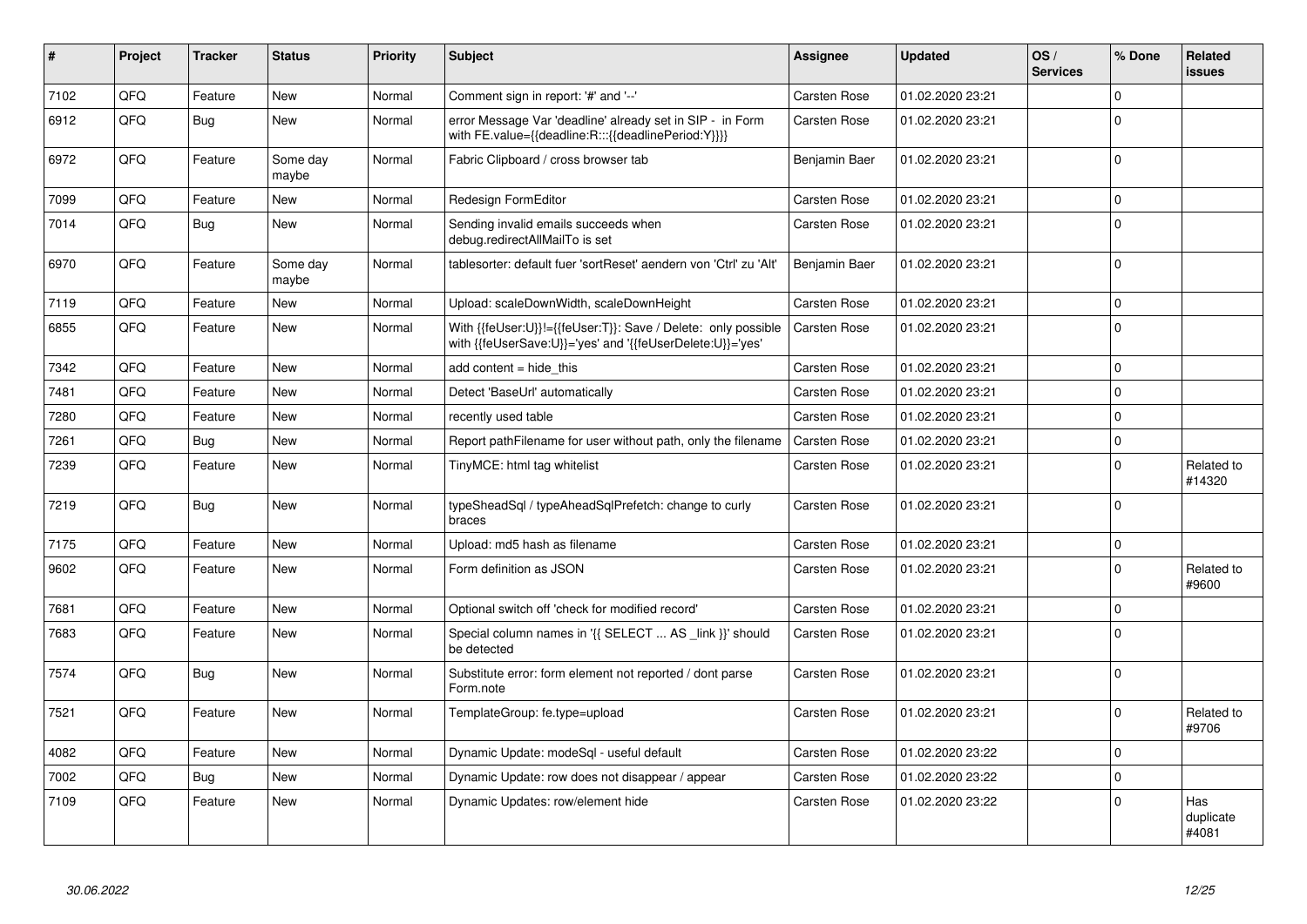| # | Project | Tracker | Status | Priority | Subject | Assignee | Updated | OS / Services | % Done | Related issues |
|---|---|---|---|---|---|---|---|---|---|---|
| 7102 | QFQ | Feature | New | Normal | Comment sign in report: '#' and '--' | Carsten Rose | 01.02.2020 23:21 | | 0 | |
| 6912 | QFQ | Bug | New | Normal | error Message Var 'deadline' already set in SIP - in Form with FE.value={{deadline:R:::{{deadlinePeriod:Y}}}} | Carsten Rose | 01.02.2020 23:21 | | 0 | |
| 6972 | QFQ | Feature | Some day maybe | Normal | Fabric Clipboard / cross browser tab | Benjamin Baer | 01.02.2020 23:21 | | 0 | |
| 7099 | QFQ | Feature | New | Normal | Redesign FormEditor | Carsten Rose | 01.02.2020 23:21 | | 0 | |
| 7014 | QFQ | Bug | New | Normal | Sending invalid emails succeeds when debug.redirectAllMailTo is set | Carsten Rose | 01.02.2020 23:21 | | 0 | |
| 6970 | QFQ | Feature | Some day maybe | Normal | tablesorter: default fuer 'sortReset' aendern von 'Ctrl' zu 'Alt' | Benjamin Baer | 01.02.2020 23:21 | | 0 | |
| 7119 | QFQ | Feature | New | Normal | Upload: scaleDownWidth, scaleDownHeight | Carsten Rose | 01.02.2020 23:21 | | 0 | |
| 6855 | QFQ | Feature | New | Normal | With {{feUser:U}}!={{feUser:T}}: Save / Delete: only possible with {{feUserSave:U}}='yes' and '{{feUserDelete:U}}='yes' | Carsten Rose | 01.02.2020 23:21 | | 0 | |
| 7342 | QFQ | Feature | New | Normal | add content = hide_this | Carsten Rose | 01.02.2020 23:21 | | 0 | |
| 7481 | QFQ | Feature | New | Normal | Detect 'BaseUrl' automatically | Carsten Rose | 01.02.2020 23:21 | | 0 | |
| 7280 | QFQ | Feature | New | Normal | recently used table | Carsten Rose | 01.02.2020 23:21 | | 0 | |
| 7261 | QFQ | Bug | New | Normal | Report pathFilename for user without path, only the filename | Carsten Rose | 01.02.2020 23:21 | | 0 | |
| 7239 | QFQ | Feature | New | Normal | TinyMCE: html tag whitelist | Carsten Rose | 01.02.2020 23:21 | | 0 | Related to #14320 |
| 7219 | QFQ | Bug | New | Normal | typeSheadSql / typeAheadSqlPrefetch: change to curly braces | Carsten Rose | 01.02.2020 23:21 | | 0 | |
| 7175 | QFQ | Feature | New | Normal | Upload: md5 hash as filename | Carsten Rose | 01.02.2020 23:21 | | 0 | |
| 9602 | QFQ | Feature | New | Normal | Form definition as JSON | Carsten Rose | 01.02.2020 23:21 | | 0 | Related to #9600 |
| 7681 | QFQ | Feature | New | Normal | Optional switch off 'check for modified record' | Carsten Rose | 01.02.2020 23:21 | | 0 | |
| 7683 | QFQ | Feature | New | Normal | Special column names in '{{ SELECT ... AS _link }}' should be detected | Carsten Rose | 01.02.2020 23:21 | | 0 | |
| 7574 | QFQ | Bug | New | Normal | Substitute error: form element not reported / dont parse Form.note | Carsten Rose | 01.02.2020 23:21 | | 0 | |
| 7521 | QFQ | Feature | New | Normal | TemplateGroup: fe.type=upload | Carsten Rose | 01.02.2020 23:21 | | 0 | Related to #9706 |
| 4082 | QFQ | Feature | New | Normal | Dynamic Update: modeSql - useful default | Carsten Rose | 01.02.2020 23:22 | | 0 | |
| 7002 | QFQ | Bug | New | Normal | Dynamic Update: row does not disappear / appear | Carsten Rose | 01.02.2020 23:22 | | 0 | |
| 7109 | QFQ | Feature | New | Normal | Dynamic Updates: row/element hide | Carsten Rose | 01.02.2020 23:22 | | 0 | Has duplicate #4081 |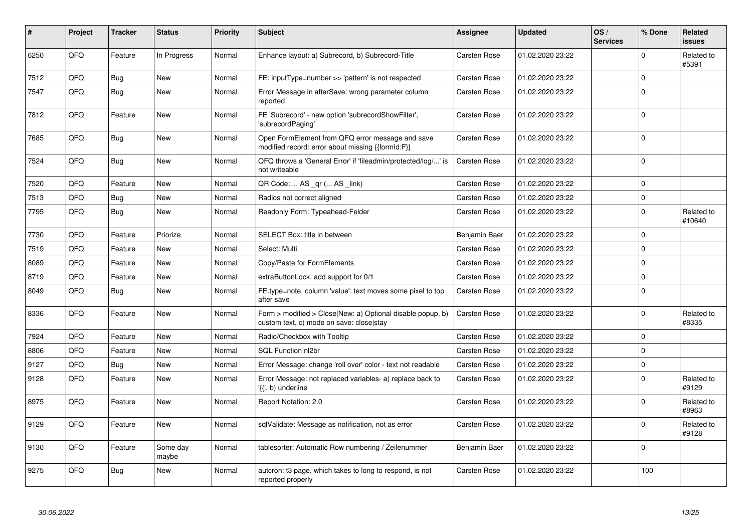| # | Project | Tracker | Status | Priority | Subject | Assignee | Updated | OS / Services | % Done | Related issues |
|---|---|---|---|---|---|---|---|---|---|---|
| 6250 | QFQ | Feature | In Progress | Normal | Enhance layout: a) Subrecord, b) Subrecord-Title | Carsten Rose | 01.02.2020 23:22 | | 0 | Related to #5391 |
| 7512 | QFQ | Bug | New | Normal | FE: inputType=number >> 'pattern' is not respected | Carsten Rose | 01.02.2020 23:22 | | 0 | |
| 7547 | QFQ | Bug | New | Normal | Error Message in afterSave: wrong parameter column reported | Carsten Rose | 01.02.2020 23:22 | | 0 | |
| 7812 | QFQ | Feature | New | Normal | FE 'Subrecord' - new option 'subrecordShowFilter', 'subrecordPaging' | Carsten Rose | 01.02.2020 23:22 | | 0 | |
| 7685 | QFQ | Bug | New | Normal | Open FormElement from QFQ error message and save modified record: error about missing {{formId:F}} | Carsten Rose | 01.02.2020 23:22 | | 0 | |
| 7524 | QFQ | Bug | New | Normal | QFQ throws a 'General Error' if 'fileadmin/protected/log/...' is not writeable | Carsten Rose | 01.02.2020 23:22 | | 0 | |
| 7520 | QFQ | Feature | New | Normal | QR Code: ... AS _qr ( ... AS _link) | Carsten Rose | 01.02.2020 23:22 | | 0 | |
| 7513 | QFQ | Bug | New | Normal | Radios not correct aligned | Carsten Rose | 01.02.2020 23:22 | | 0 | |
| 7795 | QFQ | Bug | New | Normal | Readonly Form: Typeahead-Felder | Carsten Rose | 01.02.2020 23:22 | | 0 | Related to #10640 |
| 7730 | QFQ | Feature | Priorize | Normal | SELECT Box: title in between | Benjamin Baer | 01.02.2020 23:22 | | 0 | |
| 7519 | QFQ | Feature | New | Normal | Select: Multi | Carsten Rose | 01.02.2020 23:22 | | 0 | |
| 8089 | QFQ | Feature | New | Normal | Copy/Paste for FormElements | Carsten Rose | 01.02.2020 23:22 | | 0 | |
| 8719 | QFQ | Feature | New | Normal | extraButtonLock: add support for 0/1 | Carsten Rose | 01.02.2020 23:22 | | 0 | |
| 8049 | QFQ | Bug | New | Normal | FE.type=note, column 'value': text moves some pixel to top after save | Carsten Rose | 01.02.2020 23:22 | | 0 | |
| 8336 | QFQ | Feature | New | Normal | Form > modified > Close\|New: a) Optional disable popup, b) custom text, c) mode on save: close\|stay | Carsten Rose | 01.02.2020 23:22 | | 0 | Related to #8335 |
| 7924 | QFQ | Feature | New | Normal | Radio/Checkbox with Tooltip | Carsten Rose | 01.02.2020 23:22 | | 0 | |
| 8806 | QFQ | Feature | New | Normal | SQL Function nl2br | Carsten Rose | 01.02.2020 23:22 | | 0 | |
| 9127 | QFQ | Bug | New | Normal | Error Message: change 'roll over' color - text not readable | Carsten Rose | 01.02.2020 23:22 | | 0 | |
| 9128 | QFQ | Feature | New | Normal | Error Message: not replaced variables- a) replace back to '{{', b) underline | Carsten Rose | 01.02.2020 23:22 | | 0 | Related to #9129 |
| 8975 | QFQ | Feature | New | Normal | Report Notation: 2.0 | Carsten Rose | 01.02.2020 23:22 | | 0 | Related to #8963 |
| 9129 | QFQ | Feature | New | Normal | sqlValidate: Message as notification, not as error | Carsten Rose | 01.02.2020 23:22 | | 0 | Related to #9128 |
| 9130 | QFQ | Feature | Some day maybe | Normal | tablesorter: Automatic Row numbering / Zeilenummer | Benjamin Baer | 01.02.2020 23:22 | | 0 | |
| 9275 | QFQ | Bug | New | Normal | autcron: t3 page, which takes to long to respond, is not reported properly | Carsten Rose | 01.02.2020 23:22 | | 100 | |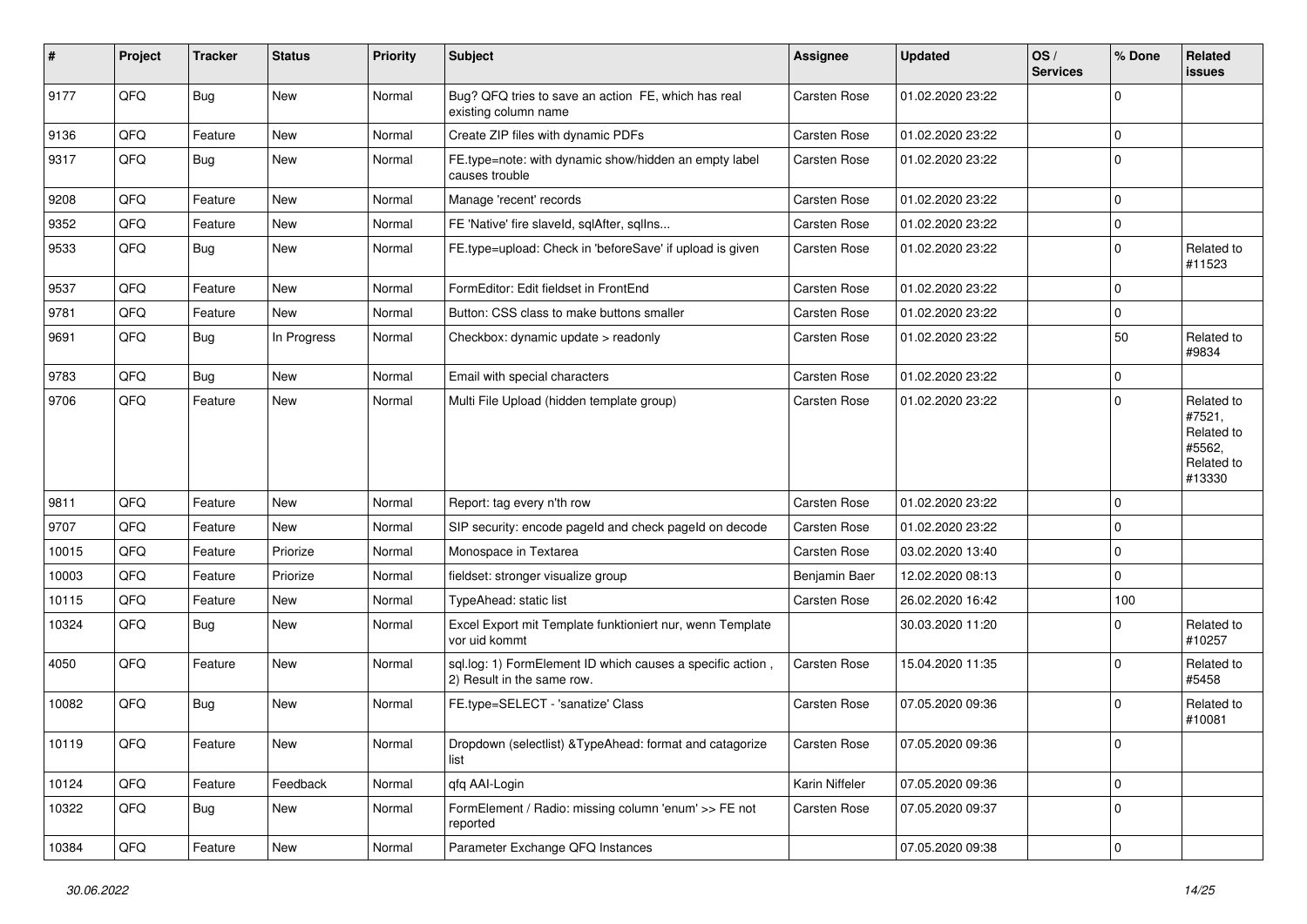| # | Project | Tracker | Status | Priority | Subject | Assignee | Updated | OS / Services | % Done | Related issues |
|---|---|---|---|---|---|---|---|---|---|---|
| 9177 | QFQ | Bug | New | Normal | Bug? QFQ tries to save an action FE, which has real existing column name | Carsten Rose | 01.02.2020 23:22 | | 0 | |
| 9136 | QFQ | Feature | New | Normal | Create ZIP files with dynamic PDFs | Carsten Rose | 01.02.2020 23:22 | | 0 | |
| 9317 | QFQ | Bug | New | Normal | FE.type=note: with dynamic show/hidden an empty label causes trouble | Carsten Rose | 01.02.2020 23:22 | | 0 | |
| 9208 | QFQ | Feature | New | Normal | Manage 'recent' records | Carsten Rose | 01.02.2020 23:22 | | 0 | |
| 9352 | QFQ | Feature | New | Normal | FE 'Native' fire slaveId, sqlAfter, sqlIns... | Carsten Rose | 01.02.2020 23:22 | | 0 | |
| 9533 | QFQ | Bug | New | Normal | FE.type=upload: Check in 'beforeSave' if upload is given | Carsten Rose | 01.02.2020 23:22 | | 0 | Related to #11523 |
| 9537 | QFQ | Feature | New | Normal | FormEditor: Edit fieldset in FrontEnd | Carsten Rose | 01.02.2020 23:22 | | 0 | |
| 9781 | QFQ | Feature | New | Normal | Button: CSS class to make buttons smaller | Carsten Rose | 01.02.2020 23:22 | | 0 | |
| 9691 | QFQ | Bug | In Progress | Normal | Checkbox: dynamic update > readonly | Carsten Rose | 01.02.2020 23:22 | | 50 | Related to #9834 |
| 9783 | QFQ | Bug | New | Normal | Email with special characters | Carsten Rose | 01.02.2020 23:22 | | 0 | |
| 9706 | QFQ | Feature | New | Normal | Multi File Upload (hidden template group) | Carsten Rose | 01.02.2020 23:22 | | 0 | Related to #7521, Related to #5562, Related to #13330 |
| 9811 | QFQ | Feature | New | Normal | Report: tag every n'th row | Carsten Rose | 01.02.2020 23:22 | | 0 | |
| 9707 | QFQ | Feature | New | Normal | SIP security: encode pageId and check pageId on decode | Carsten Rose | 01.02.2020 23:22 | | 0 | |
| 10015 | QFQ | Feature | Priorize | Normal | Monospace in Textarea | Carsten Rose | 03.02.2020 13:40 | | 0 | |
| 10003 | QFQ | Feature | Priorize | Normal | fieldset: stronger visualize group | Benjamin Baer | 12.02.2020 08:13 | | 0 | |
| 10115 | QFQ | Feature | New | Normal | TypeAhead: static list | Carsten Rose | 26.02.2020 16:42 | | 100 | |
| 10324 | QFQ | Bug | New | Normal | Excel Export mit Template funktioniert nur, wenn Template vor uid kommt | | 30.03.2020 11:20 | | 0 | Related to #10257 |
| 4050 | QFQ | Feature | New | Normal | sql.log: 1) FormElement ID which causes a specific action , 2) Result in the same row. | Carsten Rose | 15.04.2020 11:35 | | 0 | Related to #5458 |
| 10082 | QFQ | Bug | New | Normal | FE.type=SELECT - 'sanatize' Class | Carsten Rose | 07.05.2020 09:36 | | 0 | Related to #10081 |
| 10119 | QFQ | Feature | New | Normal | Dropdown (selectlist) &TypeAhead: format and catagorize list | Carsten Rose | 07.05.2020 09:36 | | 0 | |
| 10124 | QFQ | Feature | Feedback | Normal | qfq AAI-Login | Karin Niffeler | 07.05.2020 09:36 | | 0 | |
| 10322 | QFQ | Bug | New | Normal | FormElement / Radio: missing column 'enum' >> FE not reported | Carsten Rose | 07.05.2020 09:37 | | 0 | |
| 10384 | QFQ | Feature | New | Normal | Parameter Exchange QFQ Instances | | 07.05.2020 09:38 | | 0 | |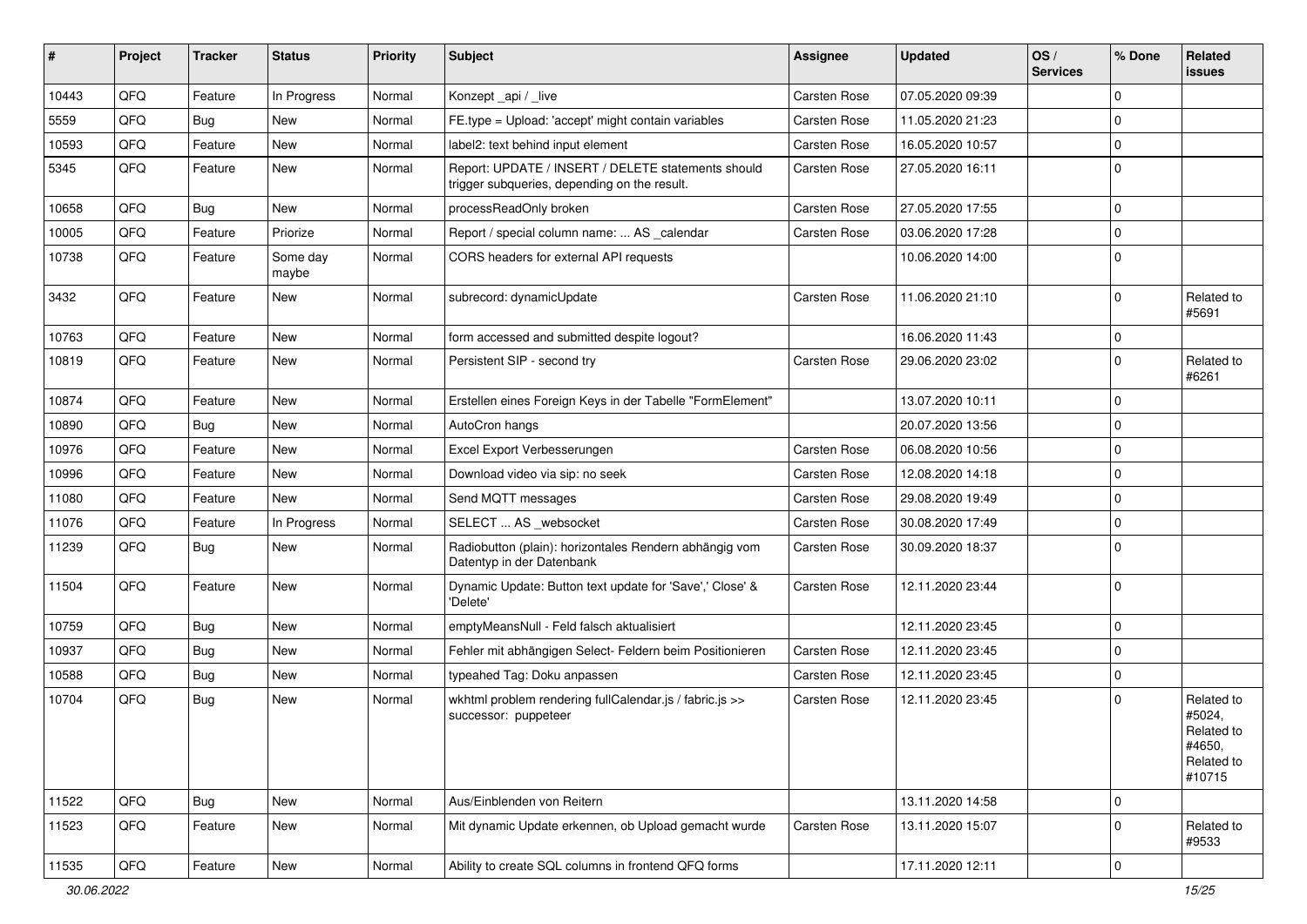| # | Project | Tracker | Status | Priority | Subject | Assignee | Updated | OS / Services | % Done | Related issues |
|---|---|---|---|---|---|---|---|---|---|---|
| 10443 | QFQ | Feature | In Progress | Normal | Konzept _api / _live | Carsten Rose | 07.05.2020 09:39 | | 0 | |
| 5559 | QFQ | Bug | New | Normal | FE.type = Upload: 'accept' might contain variables | Carsten Rose | 11.05.2020 21:23 | | 0 | |
| 10593 | QFQ | Feature | New | Normal | label2: text behind input element | Carsten Rose | 16.05.2020 10:57 | | 0 | |
| 5345 | QFQ | Feature | New | Normal | Report: UPDATE / INSERT / DELETE statements should trigger subqueries, depending on the result. | Carsten Rose | 27.05.2020 16:11 | | 0 | |
| 10658 | QFQ | Bug | New | Normal | processReadOnly broken | Carsten Rose | 27.05.2020 17:55 | | 0 | |
| 10005 | QFQ | Feature | Priorize | Normal | Report / special column name: ... AS _calendar | Carsten Rose | 03.06.2020 17:28 | | 0 | |
| 10738 | QFQ | Feature | Some day maybe | Normal | CORS headers for external API requests | | 10.06.2020 14:00 | | 0 | |
| 3432 | QFQ | Feature | New | Normal | subrecord: dynamicUpdate | Carsten Rose | 11.06.2020 21:10 | | 0 | Related to #5691 |
| 10763 | QFQ | Feature | New | Normal | form accessed and submitted despite logout? | | 16.06.2020 11:43 | | 0 | |
| 10819 | QFQ | Feature | New | Normal | Persistent SIP - second try | Carsten Rose | 29.06.2020 23:02 | | 0 | Related to #6261 |
| 10874 | QFQ | Feature | New | Normal | Erstellen eines Foreign Keys in der Tabelle "FormElement" | | 13.07.2020 10:11 | | 0 | |
| 10890 | QFQ | Bug | New | Normal | AutoCron hangs | | 20.07.2020 13:56 | | 0 | |
| 10976 | QFQ | Feature | New | Normal | Excel Export Verbesserungen | Carsten Rose | 06.08.2020 10:56 | | 0 | |
| 10996 | QFQ | Feature | New | Normal | Download video via sip: no seek | Carsten Rose | 12.08.2020 14:18 | | 0 | |
| 11080 | QFQ | Feature | New | Normal | Send MQTT messages | Carsten Rose | 29.08.2020 19:49 | | 0 | |
| 11076 | QFQ | Feature | In Progress | Normal | SELECT ... AS _websocket | Carsten Rose | 30.08.2020 17:49 | | 0 | |
| 11239 | QFQ | Bug | New | Normal | Radiobutton (plain): horizontales Rendern abhängig vom Datentyp in der Datenbank | Carsten Rose | 30.09.2020 18:37 | | 0 | |
| 11504 | QFQ | Feature | New | Normal | Dynamic Update: Button text update for 'Save',' Close' & 'Delete' | Carsten Rose | 12.11.2020 23:44 | | 0 | |
| 10759 | QFQ | Bug | New | Normal | emptyMeansNull - Feld falsch aktualisiert | | 12.11.2020 23:45 | | 0 | |
| 10937 | QFQ | Bug | New | Normal | Fehler mit abhängigen Select- Feldern beim Positionieren | Carsten Rose | 12.11.2020 23:45 | | 0 | |
| 10588 | QFQ | Bug | New | Normal | typeahed Tag: Doku anpassen | Carsten Rose | 12.11.2020 23:45 | | 0 | |
| 10704 | QFQ | Bug | New | Normal | wkhtml problem rendering fullCalendar.js / fabric.js >> successor: puppeteer | Carsten Rose | 12.11.2020 23:45 | | 0 | Related to #5024, Related to #4650, Related to #10715 |
| 11522 | QFQ | Bug | New | Normal | Aus/Einblenden von Reitern | | 13.11.2020 14:58 | | 0 | |
| 11523 | QFQ | Feature | New | Normal | Mit dynamic Update erkennen, ob Upload gemacht wurde | Carsten Rose | 13.11.2020 15:07 | | 0 | Related to #9533 |
| 11535 | QFQ | Feature | New | Normal | Ability to create SQL columns in frontend QFQ forms | | 17.11.2020 12:11 | | 0 | |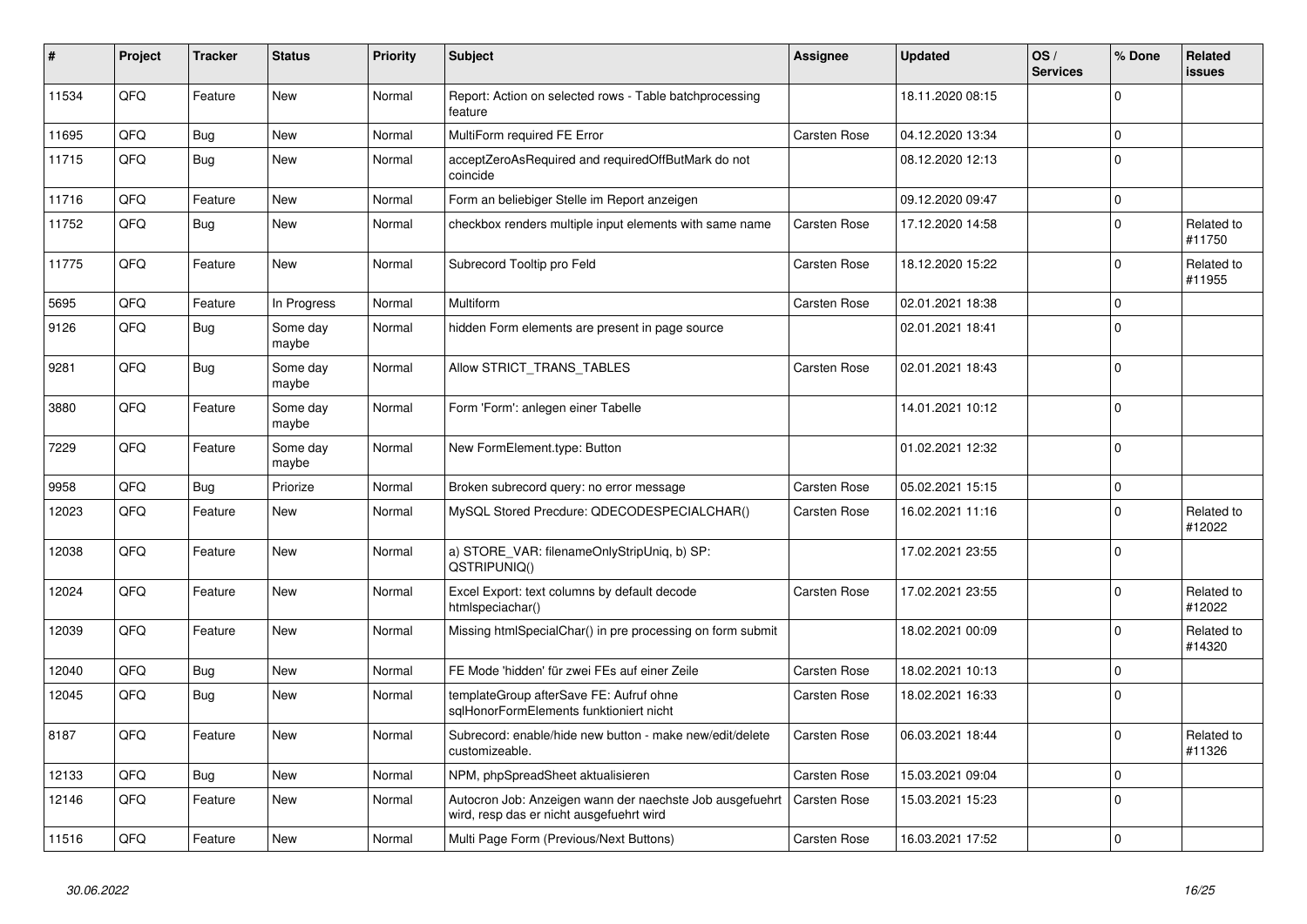| # | Project | Tracker | Status | Priority | Subject | Assignee | Updated | OS / Services | % Done | Related issues |
|---|---|---|---|---|---|---|---|---|---|---|
| 11534 | QFQ | Feature | New | Normal | Report: Action on selected rows - Table batchprocessing feature | | 18.11.2020 08:15 | | 0 | |
| 11695 | QFQ | Bug | New | Normal | MultiForm required FE Error | Carsten Rose | 04.12.2020 13:34 | | 0 | |
| 11715 | QFQ | Bug | New | Normal | acceptZeroAsRequired and requiredOffButMark do not coincide | | 08.12.2020 12:13 | | 0 | |
| 11716 | QFQ | Feature | New | Normal | Form an beliebiger Stelle im Report anzeigen | | 09.12.2020 09:47 | | 0 | |
| 11752 | QFQ | Bug | New | Normal | checkbox renders multiple input elements with same name | Carsten Rose | 17.12.2020 14:58 | | 0 | Related to #11750 |
| 11775 | QFQ | Feature | New | Normal | Subrecord Tooltip pro Feld | Carsten Rose | 18.12.2020 15:22 | | 0 | Related to #11955 |
| 5695 | QFQ | Feature | In Progress | Normal | Multiform | Carsten Rose | 02.01.2021 18:38 | | 0 | |
| 9126 | QFQ | Bug | Some day maybe | Normal | hidden Form elements are present in page source | | 02.01.2021 18:41 | | 0 | |
| 9281 | QFQ | Bug | Some day maybe | Normal | Allow STRICT_TRANS_TABLES | Carsten Rose | 02.01.2021 18:43 | | 0 | |
| 3880 | QFQ | Feature | Some day maybe | Normal | Form 'Form': anlegen einer Tabelle | | 14.01.2021 10:12 | | 0 | |
| 7229 | QFQ | Feature | Some day maybe | Normal | New FormElement.type: Button | | 01.02.2021 12:32 | | 0 | |
| 9958 | QFQ | Bug | Priorize | Normal | Broken subrecord query: no error message | Carsten Rose | 05.02.2021 15:15 | | 0 | |
| 12023 | QFQ | Feature | New | Normal | MySQL Stored Precdure: QDECODESPECIALCHAR() | Carsten Rose | 16.02.2021 11:16 | | 0 | Related to #12022 |
| 12038 | QFQ | Feature | New | Normal | a) STORE_VAR: filenameOnlyStripUniq, b) SP: QSTRIPUNIQ() | | 17.02.2021 23:55 | | 0 | |
| 12024 | QFQ | Feature | New | Normal | Excel Export: text columns by default decode htmlspeciachar() | Carsten Rose | 17.02.2021 23:55 | | 0 | Related to #12022 |
| 12039 | QFQ | Feature | New | Normal | Missing htmlSpecialChar() in pre processing on form submit | | 18.02.2021 00:09 | | 0 | Related to #14320 |
| 12040 | QFQ | Bug | New | Normal | FE Mode 'hidden' für zwei FEs auf einer Zeile | Carsten Rose | 18.02.2021 10:13 | | 0 | |
| 12045 | QFQ | Bug | New | Normal | templateGroup afterSave FE: Aufruf ohne sqlHonorFormElements funktioniert nicht | Carsten Rose | 18.02.2021 16:33 | | 0 | |
| 8187 | QFQ | Feature | New | Normal | Subrecord: enable/hide new button - make new/edit/delete customizeable. | Carsten Rose | 06.03.2021 18:44 | | 0 | Related to #11326 |
| 12133 | QFQ | Bug | New | Normal | NPM, phpSpreadSheet aktualisieren | Carsten Rose | 15.03.2021 09:04 | | 0 | |
| 12146 | QFQ | Feature | New | Normal | Autocron Job: Anzeigen wann der naechste Job ausgefuehrt wird, resp das er nicht ausgefuehrt wird | Carsten Rose | 15.03.2021 15:23 | | 0 | |
| 11516 | QFQ | Feature | New | Normal | Multi Page Form (Previous/Next Buttons) | Carsten Rose | 16.03.2021 17:52 | | 0 | |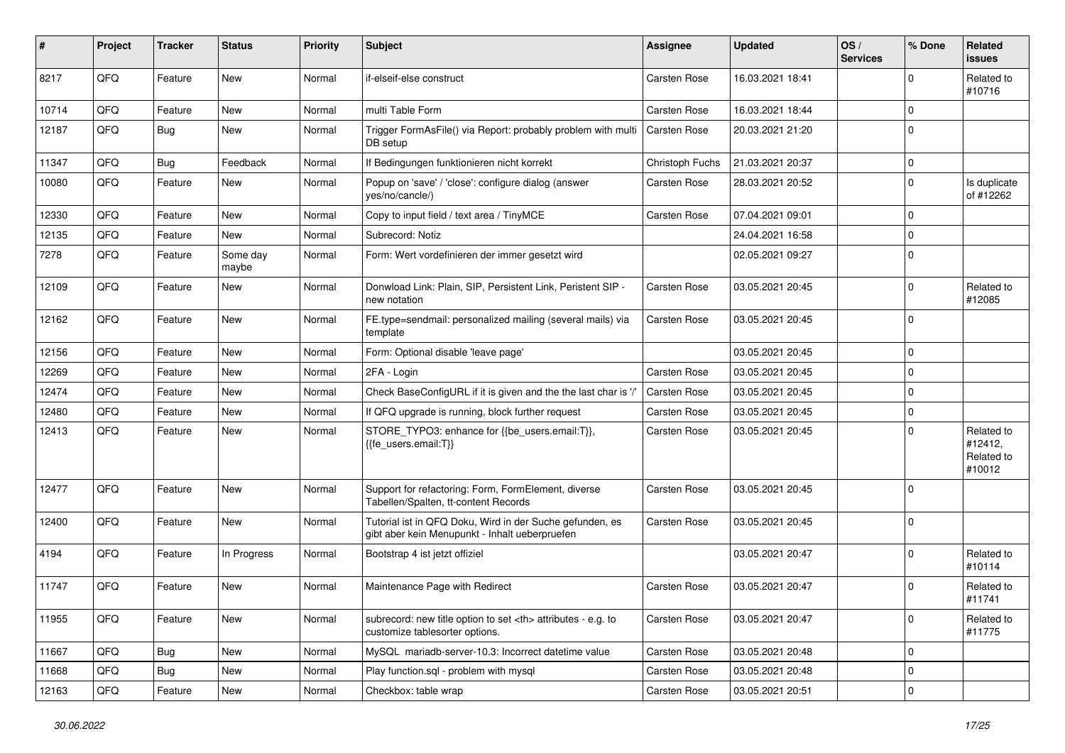| # | Project | Tracker | Status | Priority | Subject | Assignee | Updated | OS / Services | % Done | Related issues |
|---|---|---|---|---|---|---|---|---|---|---|
| 8217 | QFQ | Feature | New | Normal | if-elseif-else construct | Carsten Rose | 16.03.2021 18:41 | | 0 | Related to #10716 |
| 10714 | QFQ | Feature | New | Normal | multi Table Form | Carsten Rose | 16.03.2021 18:44 | | 0 | |
| 12187 | QFQ | Bug | New | Normal | Trigger FormAsFile() via Report: probably problem with multi DB setup | Carsten Rose | 20.03.2021 21:20 | | 0 | |
| 11347 | QFQ | Bug | Feedback | Normal | If Bedingungen funktionieren nicht korrekt | Christoph Fuchs | 21.03.2021 20:37 | | 0 | |
| 10080 | QFQ | Feature | New | Normal | Popup on 'save' / 'close': configure dialog (answer yes/no/cancle/) | Carsten Rose | 28.03.2021 20:52 | | 0 | Is duplicate of #12262 |
| 12330 | QFQ | Feature | New | Normal | Copy to input field / text area / TinyMCE | Carsten Rose | 07.04.2021 09:01 | | 0 | |
| 12135 | QFQ | Feature | New | Normal | Subrecord: Notiz | | 24.04.2021 16:58 | | 0 | |
| 7278 | QFQ | Feature | Some day maybe | Normal | Form: Wert vordefinieren der immer gesetzt wird | | 02.05.2021 09:27 | | 0 | |
| 12109 | QFQ | Feature | New | Normal | Donwload Link: Plain, SIP, Persistent Link, Peristent SIP - new notation | Carsten Rose | 03.05.2021 20:45 | | 0 | Related to #12085 |
| 12162 | QFQ | Feature | New | Normal | FE.type=sendmail: personalized mailing (several mails) via template | Carsten Rose | 03.05.2021 20:45 | | 0 | |
| 12156 | QFQ | Feature | New | Normal | Form: Optional disable 'leave page' | | 03.05.2021 20:45 | | 0 | |
| 12269 | QFQ | Feature | New | Normal | 2FA - Login | Carsten Rose | 03.05.2021 20:45 | | 0 | |
| 12474 | QFQ | Feature | New | Normal | Check BaseConfigURL if it is given and the the last char is '/' | Carsten Rose | 03.05.2021 20:45 | | 0 | |
| 12480 | QFQ | Feature | New | Normal | If QFQ upgrade is running, block further request | Carsten Rose | 03.05.2021 20:45 | | 0 | |
| 12413 | QFQ | Feature | New | Normal | STORE_TYPO3: enhance for {{be_users.email:T}}, {{fe_users.email:T}} | Carsten Rose | 03.05.2021 20:45 | | 0 | Related to #12412, Related to #10012 |
| 12477 | QFQ | Feature | New | Normal | Support for refactoring: Form, FormElement, diverse Tabellen/Spalten, tt-content Records | Carsten Rose | 03.05.2021 20:45 | | 0 | |
| 12400 | QFQ | Feature | New | Normal | Tutorial ist in QFQ Doku, Wird in der Suche gefunden, es gibt aber kein Menupunkt - Inhalt ueberpruefen | Carsten Rose | 03.05.2021 20:45 | | 0 | |
| 4194 | QFQ | Feature | In Progress | Normal | Bootstrap 4 ist jetzt offiziel | | 03.05.2021 20:47 | | 0 | Related to #10114 |
| 11747 | QFQ | Feature | New | Normal | Maintenance Page with Redirect | Carsten Rose | 03.05.2021 20:47 | | 0 | Related to #11741 |
| 11955 | QFQ | Feature | New | Normal | subrecord: new title option to set <th> attributes - e.g. to customize tablesorter options. | Carsten Rose | 03.05.2021 20:47 | | 0 | Related to #11775 |
| 11667 | QFQ | Bug | New | Normal | MySQL mariadb-server-10.3: Incorrect datetime value | Carsten Rose | 03.05.2021 20:48 | | 0 | |
| 11668 | QFQ | Bug | New | Normal | Play function.sql - problem with mysql | Carsten Rose | 03.05.2021 20:48 | | 0 | |
| 12163 | QFQ | Feature | New | Normal | Checkbox: table wrap | Carsten Rose | 03.05.2021 20:51 | | 0 | |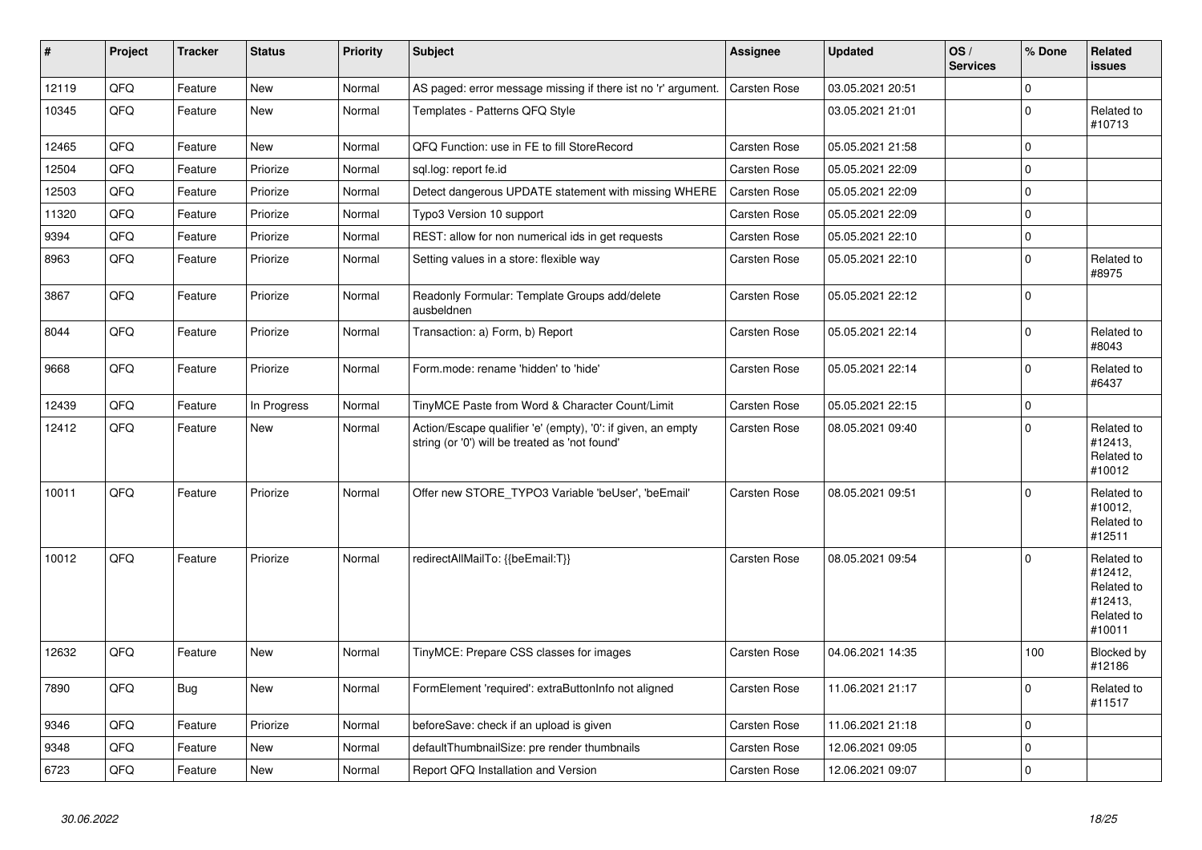| # | Project | Tracker | Status | Priority | Subject | Assignee | Updated | OS / Services | % Done | Related issues |
|---|---|---|---|---|---|---|---|---|---|---|
| 12119 | QFQ | Feature | New | Normal | AS paged: error message missing if there ist no 'r' argument. | Carsten Rose | 03.05.2021 20:51 | | 0 | |
| 10345 | QFQ | Feature | New | Normal | Templates - Patterns QFQ Style | | 03.05.2021 21:01 | | 0 | Related to #10713 |
| 12465 | QFQ | Feature | New | Normal | QFQ Function: use in FE to fill StoreRecord | Carsten Rose | 05.05.2021 21:58 | | 0 | |
| 12504 | QFQ | Feature | Priorize | Normal | sql.log: report fe.id | Carsten Rose | 05.05.2021 22:09 | | 0 | |
| 12503 | QFQ | Feature | Priorize | Normal | Detect dangerous UPDATE statement with missing WHERE | Carsten Rose | 05.05.2021 22:09 | | 0 | |
| 11320 | QFQ | Feature | Priorize | Normal | Typo3 Version 10 support | Carsten Rose | 05.05.2021 22:09 | | 0 | |
| 9394 | QFQ | Feature | Priorize | Normal | REST: allow for non numerical ids in get requests | Carsten Rose | 05.05.2021 22:10 | | 0 | |
| 8963 | QFQ | Feature | Priorize | Normal | Setting values in a store: flexible way | Carsten Rose | 05.05.2021 22:10 | | 0 | Related to #8975 |
| 3867 | QFQ | Feature | Priorize | Normal | Readonly Formular: Template Groups add/delete ausbeldnen | Carsten Rose | 05.05.2021 22:12 | | 0 | |
| 8044 | QFQ | Feature | Priorize | Normal | Transaction: a) Form, b) Report | Carsten Rose | 05.05.2021 22:14 | | 0 | Related to #8043 |
| 9668 | QFQ | Feature | Priorize | Normal | Form.mode: rename 'hidden' to 'hide' | Carsten Rose | 05.05.2021 22:14 | | 0 | Related to #6437 |
| 12439 | QFQ | Feature | In Progress | Normal | TinyMCE Paste from Word & Character Count/Limit | Carsten Rose | 05.05.2021 22:15 | | 0 | |
| 12412 | QFQ | Feature | New | Normal | Action/Escape qualifier 'e' (empty), '0': if given, an empty string (or '0') will be treated as 'not found' | Carsten Rose | 08.05.2021 09:40 | | 0 | Related to #12413, Related to #10012 |
| 10011 | QFQ | Feature | Priorize | Normal | Offer new STORE_TYPO3 Variable 'beUser', 'beEmail' | Carsten Rose | 08.05.2021 09:51 | | 0 | Related to #10012, Related to #12511 |
| 10012 | QFQ | Feature | Priorize | Normal | redirectAllMailTo: {{beEmail:T}} | Carsten Rose | 08.05.2021 09:54 | | 0 | Related to #12412, Related to #12413, Related to #10011 |
| 12632 | QFQ | Feature | New | Normal | TinyMCE: Prepare CSS classes for images | Carsten Rose | 04.06.2021 14:35 | | 100 | Blocked by #12186 |
| 7890 | QFQ | Bug | New | Normal | FormElement 'required': extraButtonInfo not aligned | Carsten Rose | 11.06.2021 21:17 | | 0 | Related to #11517 |
| 9346 | QFQ | Feature | Priorize | Normal | beforeSave: check if an upload is given | Carsten Rose | 11.06.2021 21:18 | | 0 | |
| 9348 | QFQ | Feature | New | Normal | defaultThumbnailSize: pre render thumbnails | Carsten Rose | 12.06.2021 09:05 | | 0 | |
| 6723 | QFQ | Feature | New | Normal | Report QFQ Installation and Version | Carsten Rose | 12.06.2021 09:07 | | 0 | |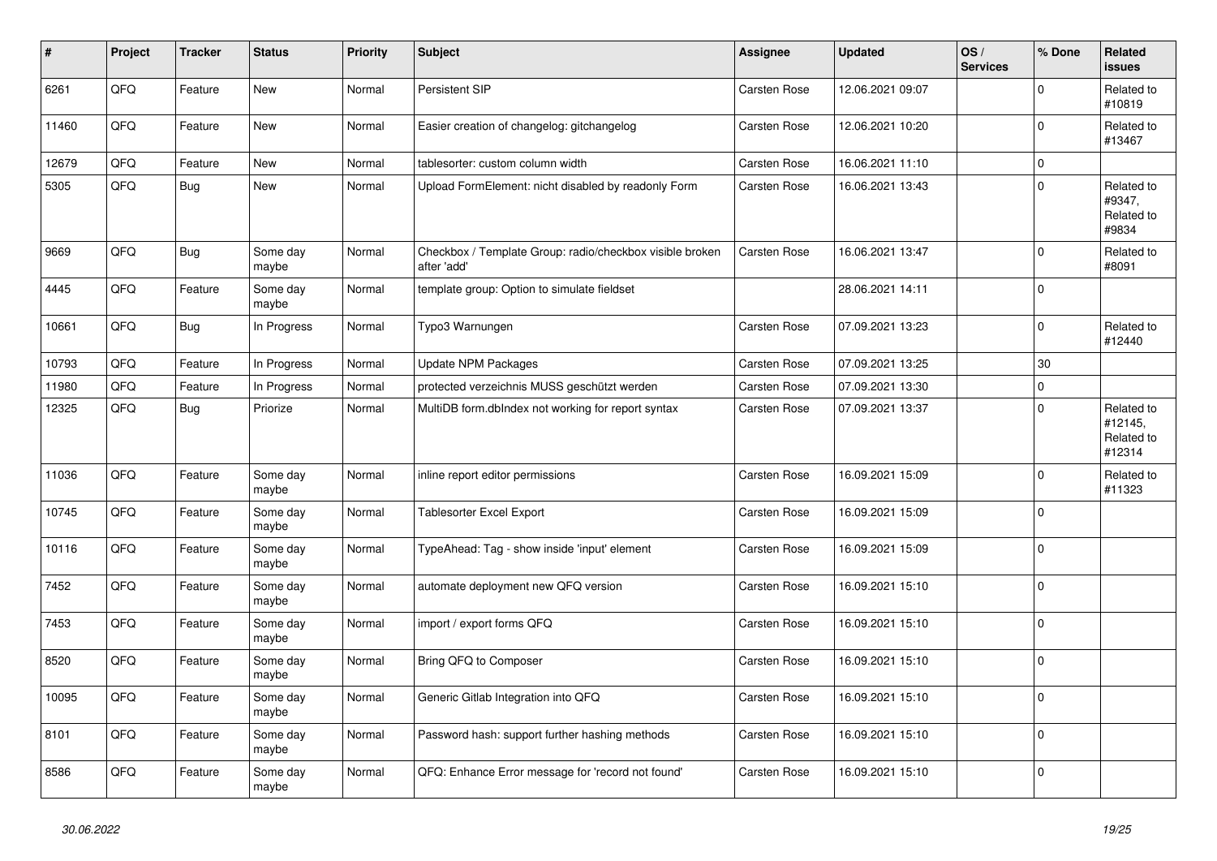| # | Project | Tracker | Status | Priority | Subject | Assignee | Updated | OS / Services | % Done | Related issues |
|---|---|---|---|---|---|---|---|---|---|---|
| 6261 | QFQ | Feature | New | Normal | Persistent SIP | Carsten Rose | 12.06.2021 09:07 | | 0 | Related to #10819 |
| 11460 | QFQ | Feature | New | Normal | Easier creation of changelog: gitchangelog | Carsten Rose | 12.06.2021 10:20 | | 0 | Related to #13467 |
| 12679 | QFQ | Feature | New | Normal | tablesorter: custom column width | Carsten Rose | 16.06.2021 11:10 | | 0 | |
| 5305 | QFQ | Bug | New | Normal | Upload FormElement: nicht disabled by readonly Form | Carsten Rose | 16.06.2021 13:43 | | 0 | Related to #9347, Related to #9834 |
| 9669 | QFQ | Bug | Some day maybe | Normal | Checkbox / Template Group: radio/checkbox visible broken after 'add' | Carsten Rose | 16.06.2021 13:47 | | 0 | Related to #8091 |
| 4445 | QFQ | Feature | Some day maybe | Normal | template group: Option to simulate fieldset | | 28.06.2021 14:11 | | 0 | |
| 10661 | QFQ | Bug | In Progress | Normal | Typo3 Warnungen | Carsten Rose | 07.09.2021 13:23 | | 0 | Related to #12440 |
| 10793 | QFQ | Feature | In Progress | Normal | Update NPM Packages | Carsten Rose | 07.09.2021 13:25 | | 30 | |
| 11980 | QFQ | Feature | In Progress | Normal | protected verzeichnis MUSS geschützt werden | Carsten Rose | 07.09.2021 13:30 | | 0 | |
| 12325 | QFQ | Bug | Priorize | Normal | MultiDB form.dbIndex not working for report syntax | Carsten Rose | 07.09.2021 13:37 | | 0 | Related to #12145, Related to #12314 |
| 11036 | QFQ | Feature | Some day maybe | Normal | inline report editor permissions | Carsten Rose | 16.09.2021 15:09 | | 0 | Related to #11323 |
| 10745 | QFQ | Feature | Some day maybe | Normal | Tablesorter Excel Export | Carsten Rose | 16.09.2021 15:09 | | 0 | |
| 10116 | QFQ | Feature | Some day maybe | Normal | TypeAhead: Tag - show inside 'input' element | Carsten Rose | 16.09.2021 15:09 | | 0 | |
| 7452 | QFQ | Feature | Some day maybe | Normal | automate deployment new QFQ version | Carsten Rose | 16.09.2021 15:10 | | 0 | |
| 7453 | QFQ | Feature | Some day maybe | Normal | import / export forms QFQ | Carsten Rose | 16.09.2021 15:10 | | 0 | |
| 8520 | QFQ | Feature | Some day maybe | Normal | Bring QFQ to Composer | Carsten Rose | 16.09.2021 15:10 | | 0 | |
| 10095 | QFQ | Feature | Some day maybe | Normal | Generic Gitlab Integration into QFQ | Carsten Rose | 16.09.2021 15:10 | | 0 | |
| 8101 | QFQ | Feature | Some day maybe | Normal | Password hash: support further hashing methods | Carsten Rose | 16.09.2021 15:10 | | 0 | |
| 8586 | QFQ | Feature | Some day maybe | Normal | QFQ: Enhance Error message for 'record not found' | Carsten Rose | 16.09.2021 15:10 | | 0 | |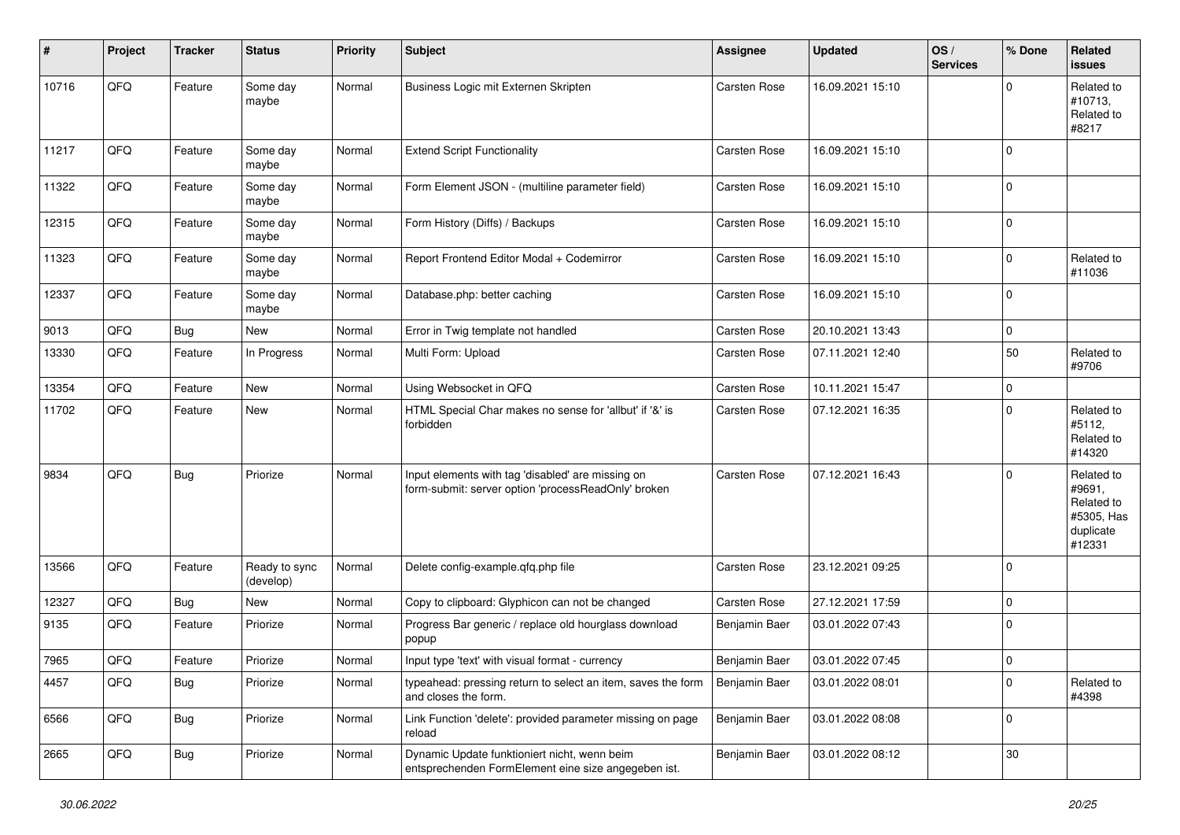| # | Project | Tracker | Status | Priority | Subject | Assignee | Updated | OS / Services | % Done | Related issues |
|---|---|---|---|---|---|---|---|---|---|---|
| 10716 | QFQ | Feature | Some day maybe | Normal | Business Logic mit Externen Skripten | Carsten Rose | 16.09.2021 15:10 | | 0 | Related to #10713, Related to #8217 |
| 11217 | QFQ | Feature | Some day maybe | Normal | Extend Script Functionality | Carsten Rose | 16.09.2021 15:10 | | 0 | |
| 11322 | QFQ | Feature | Some day maybe | Normal | Form Element JSON - (multiline parameter field) | Carsten Rose | 16.09.2021 15:10 | | 0 | |
| 12315 | QFQ | Feature | Some day maybe | Normal | Form History (Diffs) / Backups | Carsten Rose | 16.09.2021 15:10 | | 0 | |
| 11323 | QFQ | Feature | Some day maybe | Normal | Report Frontend Editor Modal + Codemirror | Carsten Rose | 16.09.2021 15:10 | | 0 | Related to #11036 |
| 12337 | QFQ | Feature | Some day maybe | Normal | Database.php: better caching | Carsten Rose | 16.09.2021 15:10 | | 0 | |
| 9013 | QFQ | Bug | New | Normal | Error in Twig template not handled | Carsten Rose | 20.10.2021 13:43 | | 0 | |
| 13330 | QFQ | Feature | In Progress | Normal | Multi Form: Upload | Carsten Rose | 07.11.2021 12:40 | | 50 | Related to #9706 |
| 13354 | QFQ | Feature | New | Normal | Using Websocket in QFQ | Carsten Rose | 10.11.2021 15:47 | | 0 | |
| 11702 | QFQ | Feature | New | Normal | HTML Special Char makes no sense for 'allbut' if '&' is forbidden | Carsten Rose | 07.12.2021 16:35 | | 0 | Related to #5112, Related to #14320 |
| 9834 | QFQ | Bug | Priorize | Normal | Input elements with tag 'disabled' are missing on form-submit: server option 'processReadOnly' broken | Carsten Rose | 07.12.2021 16:43 | | 0 | Related to #9691, Related to #5305, Has duplicate #12331 |
| 13566 | QFQ | Feature | Ready to sync (develop) | Normal | Delete config-example.qfq.php file | Carsten Rose | 23.12.2021 09:25 | | 0 | |
| 12327 | QFQ | Bug | New | Normal | Copy to clipboard: Glyphicon can not be changed | Carsten Rose | 27.12.2021 17:59 | | 0 | |
| 9135 | QFQ | Feature | Priorize | Normal | Progress Bar generic / replace old hourglass download popup | Benjamin Baer | 03.01.2022 07:43 | | 0 | |
| 7965 | QFQ | Feature | Priorize | Normal | Input type 'text' with visual format - currency | Benjamin Baer | 03.01.2022 07:45 | | 0 | |
| 4457 | QFQ | Bug | Priorize | Normal | typeahead: pressing return to select an item, saves the form and closes the form. | Benjamin Baer | 03.01.2022 08:01 | | 0 | Related to #4398 |
| 6566 | QFQ | Bug | Priorize | Normal | Link Function 'delete': provided parameter missing on page reload | Benjamin Baer | 03.01.2022 08:08 | | 0 | |
| 2665 | QFQ | Bug | Priorize | Normal | Dynamic Update funktioniert nicht, wenn beim entsprechenden FormElement eine size angegeben ist. | Benjamin Baer | 03.01.2022 08:12 | | 30 | |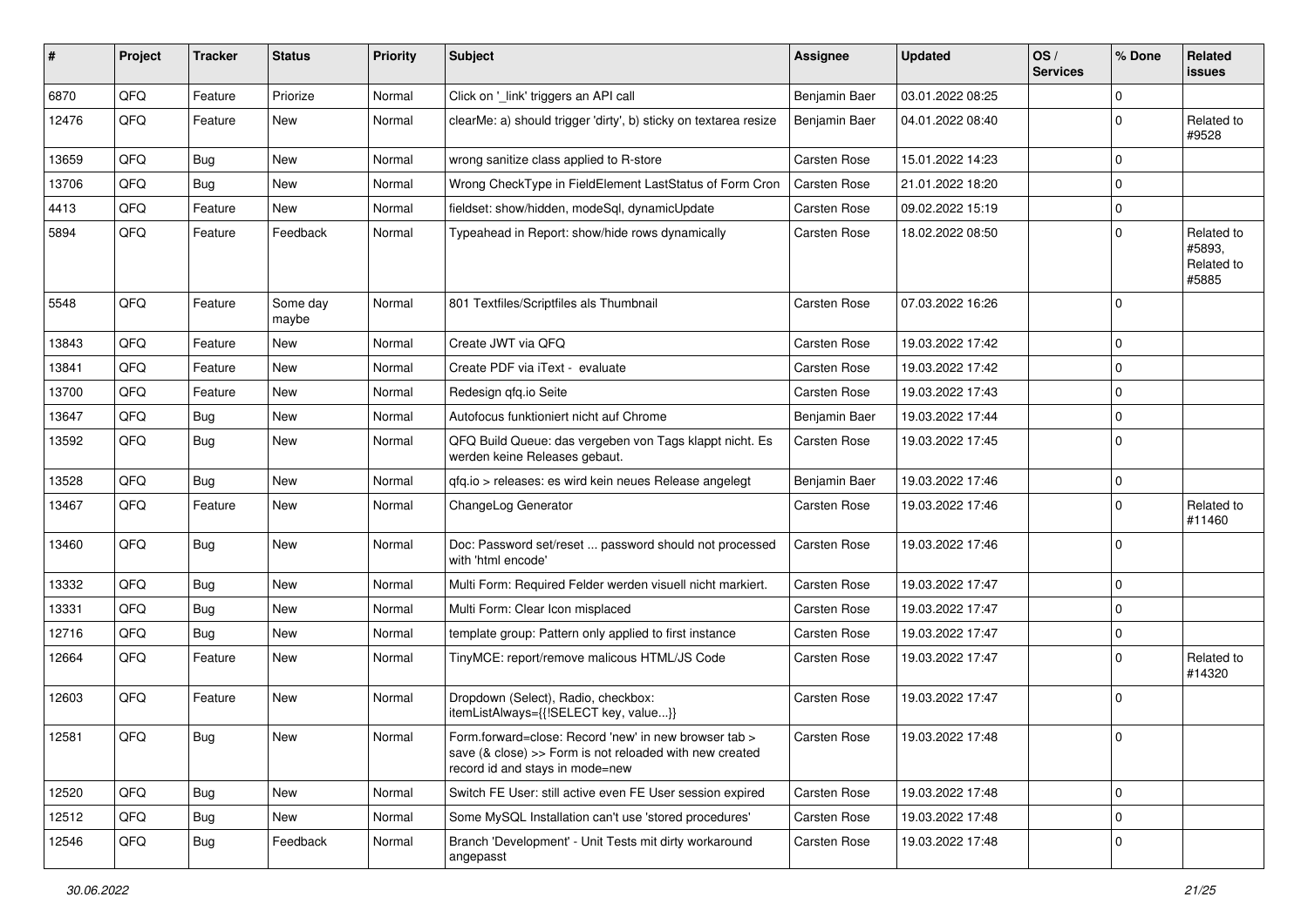| # | Project | Tracker | Status | Priority | Subject | Assignee | Updated | OS / Services | % Done | Related issues |
|---|---|---|---|---|---|---|---|---|---|---|
| 6870 | QFQ | Feature | Priorize | Normal | Click on '_link' triggers an API call | Benjamin Baer | 03.01.2022 08:25 | | 0 | |
| 12476 | QFQ | Feature | New | Normal | clearMe: a) should trigger 'dirty', b) sticky on textarea resize | Benjamin Baer | 04.01.2022 08:40 | | 0 | Related to #9528 |
| 13659 | QFQ | Bug | New | Normal | wrong sanitize class applied to R-store | Carsten Rose | 15.01.2022 14:23 | | 0 | |
| 13706 | QFQ | Bug | New | Normal | Wrong CheckType in FieldElement LastStatus of Form Cron | Carsten Rose | 21.01.2022 18:20 | | 0 | |
| 4413 | QFQ | Feature | New | Normal | fieldset: show/hidden, modeSql, dynamicUpdate | Carsten Rose | 09.02.2022 15:19 | | 0 | |
| 5894 | QFQ | Feature | Feedback | Normal | Typeahead in Report: show/hide rows dynamically | Carsten Rose | 18.02.2022 08:50 | | 0 | Related to #5893, Related to #5885 |
| 5548 | QFQ | Feature | Some day maybe | Normal | 801 Textfiles/Scriptfiles als Thumbnail | Carsten Rose | 07.03.2022 16:26 | | 0 | |
| 13843 | QFQ | Feature | New | Normal | Create JWT via QFQ | Carsten Rose | 19.03.2022 17:42 | | 0 | |
| 13841 | QFQ | Feature | New | Normal | Create PDF via iText - evaluate | Carsten Rose | 19.03.2022 17:42 | | 0 | |
| 13700 | QFQ | Feature | New | Normal | Redesign qfq.io Seite | Carsten Rose | 19.03.2022 17:43 | | 0 | |
| 13647 | QFQ | Bug | New | Normal | Autofocus funktioniert nicht auf Chrome | Benjamin Baer | 19.03.2022 17:44 | | 0 | |
| 13592 | QFQ | Bug | New | Normal | QFQ Build Queue: das vergeben von Tags klappt nicht. Es werden keine Releases gebaut. | Carsten Rose | 19.03.2022 17:45 | | 0 | |
| 13528 | QFQ | Bug | New | Normal | qfq.io > releases: es wird kein neues Release angelegt | Benjamin Baer | 19.03.2022 17:46 | | 0 | |
| 13467 | QFQ | Feature | New | Normal | ChangeLog Generator | Carsten Rose | 19.03.2022 17:46 | | 0 | Related to #11460 |
| 13460 | QFQ | Bug | New | Normal | Doc: Password set/reset ... password should not processed with 'html encode' | Carsten Rose | 19.03.2022 17:46 | | 0 | |
| 13332 | QFQ | Bug | New | Normal | Multi Form: Required Felder werden visuell nicht markiert. | Carsten Rose | 19.03.2022 17:47 | | 0 | |
| 13331 | QFQ | Bug | New | Normal | Multi Form: Clear Icon misplaced | Carsten Rose | 19.03.2022 17:47 | | 0 | |
| 12716 | QFQ | Bug | New | Normal | template group: Pattern only applied to first instance | Carsten Rose | 19.03.2022 17:47 | | 0 | |
| 12664 | QFQ | Feature | New | Normal | TinyMCE: report/remove malicous HTML/JS Code | Carsten Rose | 19.03.2022 17:47 | | 0 | Related to #14320 |
| 12603 | QFQ | Feature | New | Normal | Dropdown (Select), Radio, checkbox: itemListAlways={{!SELECT key, value...}} | Carsten Rose | 19.03.2022 17:47 | | 0 | |
| 12581 | QFQ | Bug | New | Normal | Form.forward=close: Record 'new' in new browser tab > save (& close) >> Form is not reloaded with new created record id and stays in mode=new | Carsten Rose | 19.03.2022 17:48 | | 0 | |
| 12520 | QFQ | Bug | New | Normal | Switch FE User: still active even FE User session expired | Carsten Rose | 19.03.2022 17:48 | | 0 | |
| 12512 | QFQ | Bug | New | Normal | Some MySQL Installation can't use 'stored procedures' | Carsten Rose | 19.03.2022 17:48 | | 0 | |
| 12546 | QFQ | Bug | Feedback | Normal | Branch 'Development' - Unit Tests mit dirty workaround angepasst | Carsten Rose | 19.03.2022 17:48 | | 0 | |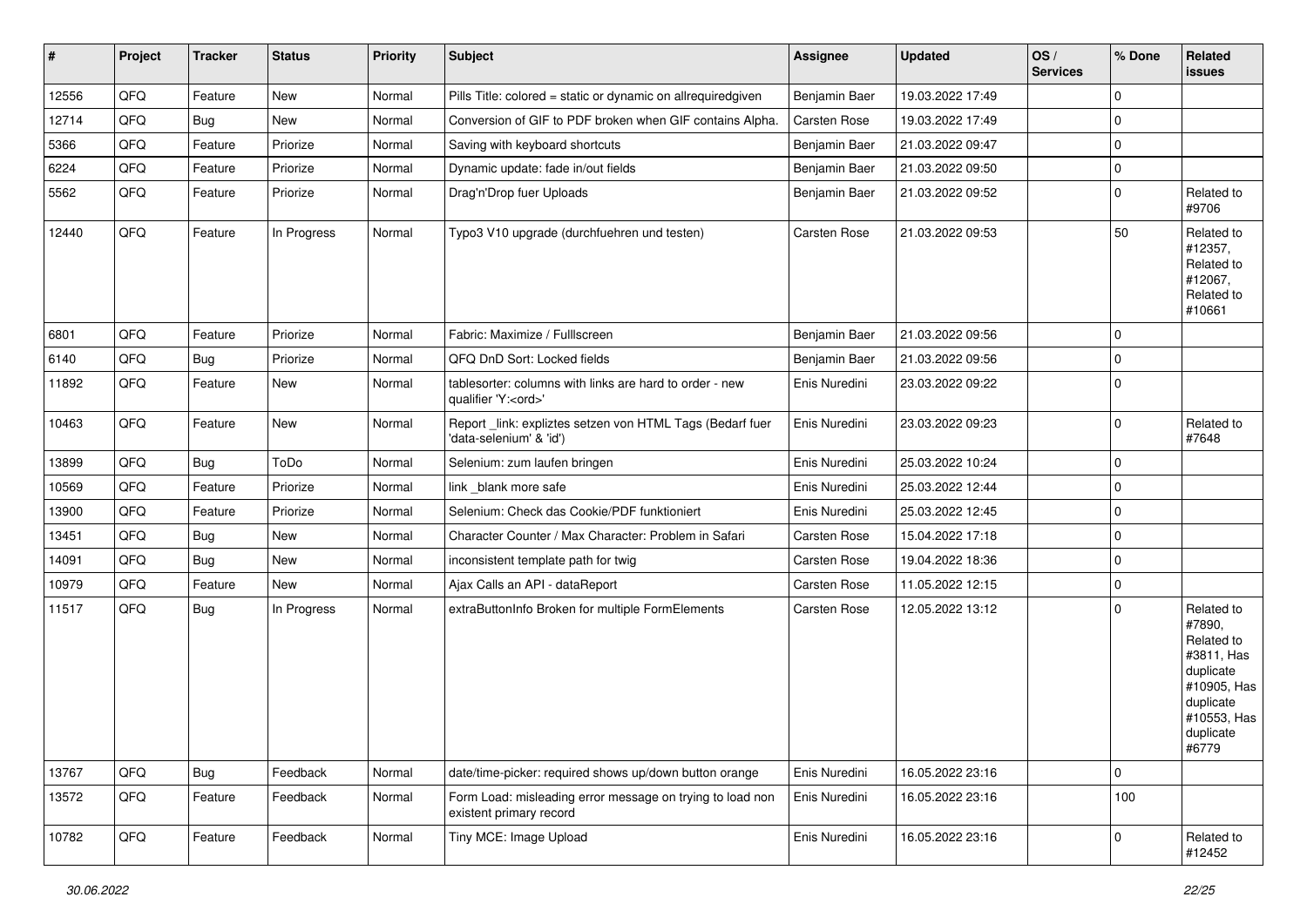| # | Project | Tracker | Status | Priority | Subject | Assignee | Updated | OS / Services | % Done | Related issues |
|---|---|---|---|---|---|---|---|---|---|---|
| 12556 | QFQ | Feature | New | Normal | Pills Title: colored = static or dynamic on allrequiredgiven | Benjamin Baer | 19.03.2022 17:49 | | 0 | |
| 12714 | QFQ | Bug | New | Normal | Conversion of GIF to PDF broken when GIF contains Alpha. | Carsten Rose | 19.03.2022 17:49 | | 0 | |
| 5366 | QFQ | Feature | Priorize | Normal | Saving with keyboard shortcuts | Benjamin Baer | 21.03.2022 09:47 | | 0 | |
| 6224 | QFQ | Feature | Priorize | Normal | Dynamic update: fade in/out fields | Benjamin Baer | 21.03.2022 09:50 | | 0 | |
| 5562 | QFQ | Feature | Priorize | Normal | Drag'n'Drop fuer Uploads | Benjamin Baer | 21.03.2022 09:52 | | 0 | Related to #9706 |
| 12440 | QFQ | Feature | In Progress | Normal | Typo3 V10 upgrade (durchfuehren und testen) | Carsten Rose | 21.03.2022 09:53 | | 50 | Related to #12357, Related to #12067, Related to #10661 |
| 6801 | QFQ | Feature | Priorize | Normal | Fabric: Maximize / Fulllscreen | Benjamin Baer | 21.03.2022 09:56 | | 0 | |
| 6140 | QFQ | Bug | Priorize | Normal | QFQ DnD Sort: Locked fields | Benjamin Baer | 21.03.2022 09:56 | | 0 | |
| 11892 | QFQ | Feature | New | Normal | tablesorter: columns with links are hard to order - new qualifier 'Y:<ord>' | Enis Nuredini | 23.03.2022 09:22 | | 0 | |
| 10463 | QFQ | Feature | New | Normal | Report _link: expliztes setzen von HTML Tags (Bedarf fuer 'data-selenium' & 'id') | Enis Nuredini | 23.03.2022 09:23 | | 0 | Related to #7648 |
| 13899 | QFQ | Bug | ToDo | Normal | Selenium: zum laufen bringen | Enis Nuredini | 25.03.2022 10:24 | | 0 | |
| 10569 | QFQ | Feature | Priorize | Normal | link _blank more safe | Enis Nuredini | 25.03.2022 12:44 | | 0 | |
| 13900 | QFQ | Feature | Priorize | Normal | Selenium: Check das Cookie/PDF funktioniert | Enis Nuredini | 25.03.2022 12:45 | | 0 | |
| 13451 | QFQ | Bug | New | Normal | Character Counter / Max Character: Problem in Safari | Carsten Rose | 15.04.2022 17:18 | | 0 | |
| 14091 | QFQ | Bug | New | Normal | inconsistent template path for twig | Carsten Rose | 19.04.2022 18:36 | | 0 | |
| 10979 | QFQ | Feature | New | Normal | Ajax Calls an API - dataReport | Carsten Rose | 11.05.2022 12:15 | | 0 | |
| 11517 | QFQ | Bug | In Progress | Normal | extraButtonInfo Broken for multiple FormElements | Carsten Rose | 12.05.2022 13:12 | | 0 | Related to #7890, Related to #3811, Has duplicate #10905, Has duplicate #10553, Has duplicate #6779 |
| 13767 | QFQ | Bug | Feedback | Normal | date/time-picker: required shows up/down button orange | Enis Nuredini | 16.05.2022 23:16 | | 0 | |
| 13572 | QFQ | Feature | Feedback | Normal | Form Load: misleading error message on trying to load non existent primary record | Enis Nuredini | 16.05.2022 23:16 | | 100 | |
| 10782 | QFQ | Feature | Feedback | Normal | Tiny MCE: Image Upload | Enis Nuredini | 16.05.2022 23:16 | | 0 | Related to #12452 |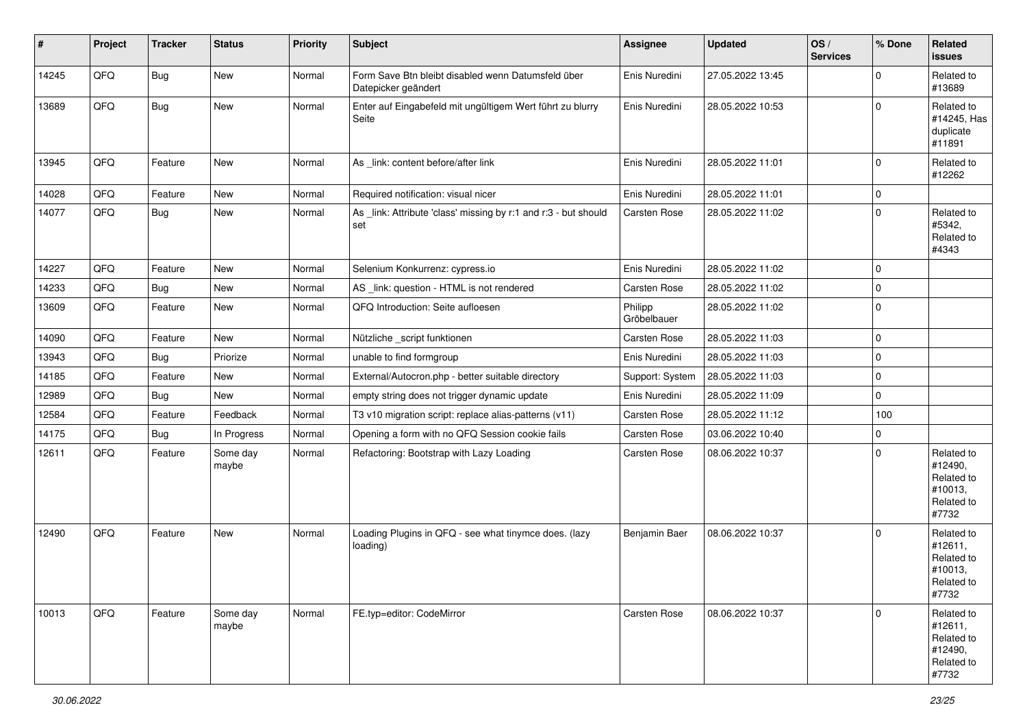| # | Project | Tracker | Status | Priority | Subject | Assignee | Updated | OS / Services | % Done | Related issues |
|---|---|---|---|---|---|---|---|---|---|---|
| 14245 | QFQ | Bug | New | Normal | Form Save Btn bleibt disabled wenn Datumsfeld über Datepicker geändert | Enis Nuredini | 27.05.2022 13:45 | | 0 | Related to #13689 |
| 13689 | QFQ | Bug | New | Normal | Enter auf Eingabefeld mit ungültigem Wert führt zu blurry Seite | Enis Nuredini | 28.05.2022 10:53 | | 0 | Related to #14245, Has duplicate #11891 |
| 13945 | QFQ | Feature | New | Normal | As _link: content before/after link | Enis Nuredini | 28.05.2022 11:01 | | 0 | Related to #12262 |
| 14028 | QFQ | Feature | New | Normal | Required notification: visual nicer | Enis Nuredini | 28.05.2022 11:01 | | 0 | |
| 14077 | QFQ | Bug | New | Normal | As _link: Attribute 'class' missing by r:1 and r:3 - but should set | Carsten Rose | 28.05.2022 11:02 | | 0 | Related to #5342, Related to #4343 |
| 14227 | QFQ | Feature | New | Normal | Selenium Konkurrenz: cypress.io | Enis Nuredini | 28.05.2022 11:02 | | 0 | |
| 14233 | QFQ | Bug | New | Normal | AS _link: question - HTML is not rendered | Carsten Rose | 28.05.2022 11:02 | | 0 | |
| 13609 | QFQ | Feature | New | Normal | QFQ Introduction: Seite aufloesen | Philipp Gröbelbauer | 28.05.2022 11:02 | | 0 | |
| 14090 | QFQ | Feature | New | Normal | Nützliche _script funktionen | Carsten Rose | 28.05.2022 11:03 | | 0 | |
| 13943 | QFQ | Bug | Priorize | Normal | unable to find formgroup | Enis Nuredini | 28.05.2022 11:03 | | 0 | |
| 14185 | QFQ | Feature | New | Normal | External/Autocron.php - better suitable directory | Support: System | 28.05.2022 11:03 | | 0 | |
| 12989 | QFQ | Bug | New | Normal | empty string does not trigger dynamic update | Enis Nuredini | 28.05.2022 11:09 | | 0 | |
| 12584 | QFQ | Feature | Feedback | Normal | T3 v10 migration script: replace alias-patterns (v11) | Carsten Rose | 28.05.2022 11:12 | | 100 | |
| 14175 | QFQ | Bug | In Progress | Normal | Opening a form with no QFQ Session cookie fails | Carsten Rose | 03.06.2022 10:40 | | 0 | |
| 12611 | QFQ | Feature | Some day maybe | Normal | Refactoring: Bootstrap with Lazy Loading | Carsten Rose | 08.06.2022 10:37 | | 0 | Related to #12490, Related to #10013, Related to #7732 |
| 12490 | QFQ | Feature | New | Normal | Loading Plugins in QFQ - see what tinymce does. (lazy loading) | Benjamin Baer | 08.06.2022 10:37 | | 0 | Related to #12611, Related to #10013, Related to #7732 |
| 10013 | QFQ | Feature | Some day maybe | Normal | FE.typ=editor: CodeMirror | Carsten Rose | 08.06.2022 10:37 | | 0 | Related to #12611, Related to #12490, Related to #7732 |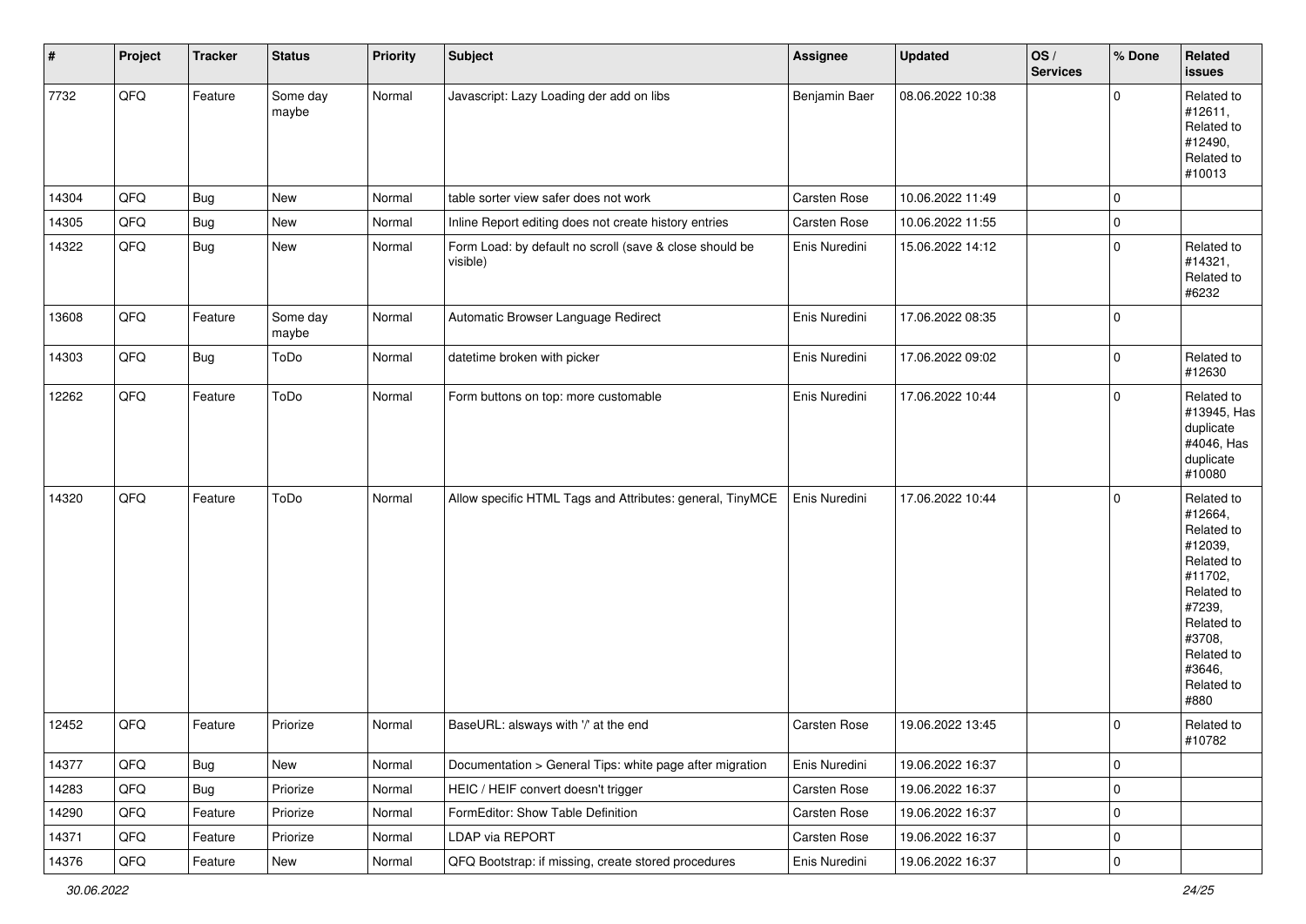| # | Project | Tracker | Status | Priority | Subject | Assignee | Updated | OS / Services | % Done | Related issues |
|---|---|---|---|---|---|---|---|---|---|---|
| 7732 | QFQ | Feature | Some day maybe | Normal | Javascript: Lazy Loading der add on libs | Benjamin Baer | 08.06.2022 10:38 | | 0 | Related to #12611, Related to #12490, Related to #10013 |
| 14304 | QFQ | Bug | New | Normal | table sorter view safer does not work | Carsten Rose | 10.06.2022 11:49 | | 0 | |
| 14305 | QFQ | Bug | New | Normal | Inline Report editing does not create history entries | Carsten Rose | 10.06.2022 11:55 | | 0 | |
| 14322 | QFQ | Bug | New | Normal | Form Load: by default no scroll (save & close should be visible) | Enis Nuredini | 15.06.2022 14:12 | | 0 | Related to #14321, Related to #6232 |
| 13608 | QFQ | Feature | Some day maybe | Normal | Automatic Browser Language Redirect | Enis Nuredini | 17.06.2022 08:35 | | 0 | |
| 14303 | QFQ | Bug | ToDo | Normal | datetime broken with picker | Enis Nuredini | 17.06.2022 09:02 | | 0 | Related to #12630 |
| 12262 | QFQ | Feature | ToDo | Normal | Form buttons on top: more customable | Enis Nuredini | 17.06.2022 10:44 | | 0 | Related to #13945, Has duplicate #4046, Has duplicate #10080 |
| 14320 | QFQ | Feature | ToDo | Normal | Allow specific HTML Tags and Attributes: general, TinyMCE | Enis Nuredini | 17.06.2022 10:44 | | 0 | Related to #12664, Related to #12039, Related to #11702, Related to #7239, Related to #3708, Related to #3646, Related to #880 |
| 12452 | QFQ | Feature | Priorize | Normal | BaseURL: alsways with '/' at the end | Carsten Rose | 19.06.2022 13:45 | | 0 | Related to #10782 |
| 14377 | QFQ | Bug | New | Normal | Documentation > General Tips: white page after migration | Enis Nuredini | 19.06.2022 16:37 | | 0 | |
| 14283 | QFQ | Bug | Priorize | Normal | HEIC / HEIF convert doesn't trigger | Carsten Rose | 19.06.2022 16:37 | | 0 | |
| 14290 | QFQ | Feature | Priorize | Normal | FormEditor: Show Table Definition | Carsten Rose | 19.06.2022 16:37 | | 0 | |
| 14371 | QFQ | Feature | Priorize | Normal | LDAP via REPORT | Carsten Rose | 19.06.2022 16:37 | | 0 | |
| 14376 | QFQ | Feature | New | Normal | QFQ Bootstrap: if missing, create stored procedures | Enis Nuredini | 19.06.2022 16:37 | | 0 | |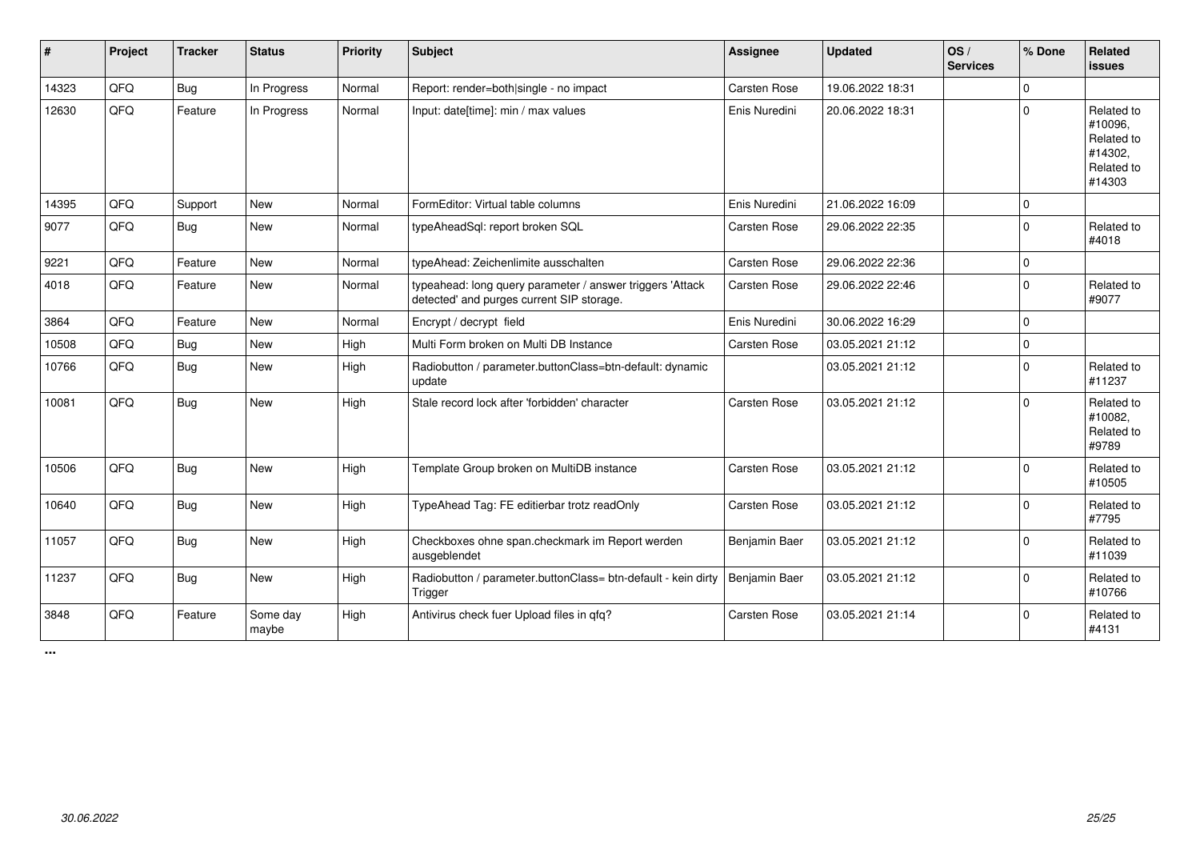| # | Project | Tracker | Status | Priority | Subject | Assignee | Updated | OS / Services | % Done | Related issues |
|---|---|---|---|---|---|---|---|---|---|---|
| 14323 | QFQ | Bug | In Progress | Normal | Report: render=both\|single - no impact | Carsten Rose | 19.06.2022 18:31 | | 0 | |
| 12630 | QFQ | Feature | In Progress | Normal | Input: date[time]: min / max values | Enis Nuredini | 20.06.2022 18:31 | | 0 | Related to #10096, Related to #14302, Related to #14303 |
| 14395 | QFQ | Support | New | Normal | FormEditor: Virtual table columns | Enis Nuredini | 21.06.2022 16:09 | | 0 | |
| 9077 | QFQ | Bug | New | Normal | typeAheadSql: report broken SQL | Carsten Rose | 29.06.2022 22:35 | | 0 | Related to #4018 |
| 9221 | QFQ | Feature | New | Normal | typeAhead: Zeichenlimite ausschalten | Carsten Rose | 29.06.2022 22:36 | | 0 | |
| 4018 | QFQ | Feature | New | Normal | typeahead: long query parameter / answer triggers 'Attack detected' and purges current SIP storage. | Carsten Rose | 29.06.2022 22:46 | | 0 | Related to #9077 |
| 3864 | QFQ | Feature | New | Normal | Encrypt / decrypt field | Enis Nuredini | 30.06.2022 16:29 | | 0 | |
| 10508 | QFQ | Bug | New | High | Multi Form broken on Multi DB Instance | Carsten Rose | 03.05.2021 21:12 | | 0 | |
| 10766 | QFQ | Bug | New | High | Radiobutton / parameter.buttonClass=btn-default: dynamic update | | 03.05.2021 21:12 | | 0 | Related to #11237 |
| 10081 | QFQ | Bug | New | High | Stale record lock after 'forbidden' character | Carsten Rose | 03.05.2021 21:12 | | 0 | Related to #10082, Related to #9789 |
| 10506 | QFQ | Bug | New | High | Template Group broken on MultiDB instance | Carsten Rose | 03.05.2021 21:12 | | 0 | Related to #10505 |
| 10640 | QFQ | Bug | New | High | TypeAhead Tag: FE editierbar trotz readOnly | Carsten Rose | 03.05.2021 21:12 | | 0 | Related to #7795 |
| 11057 | QFQ | Bug | New | High | Checkboxes ohne span.checkmark im Report werden ausgeblendet | Benjamin Baer | 03.05.2021 21:12 | | 0 | Related to #11039 |
| 11237 | QFQ | Bug | New | High | Radiobutton / parameter.buttonClass= btn-default - kein dirty Trigger | Benjamin Baer | 03.05.2021 21:12 | | 0 | Related to #10766 |
| 3848 | QFQ | Feature | Some day maybe | High | Antivirus check fuer Upload files in qfq? | Carsten Rose | 03.05.2021 21:14 | | 0 | Related to #4131 |

...